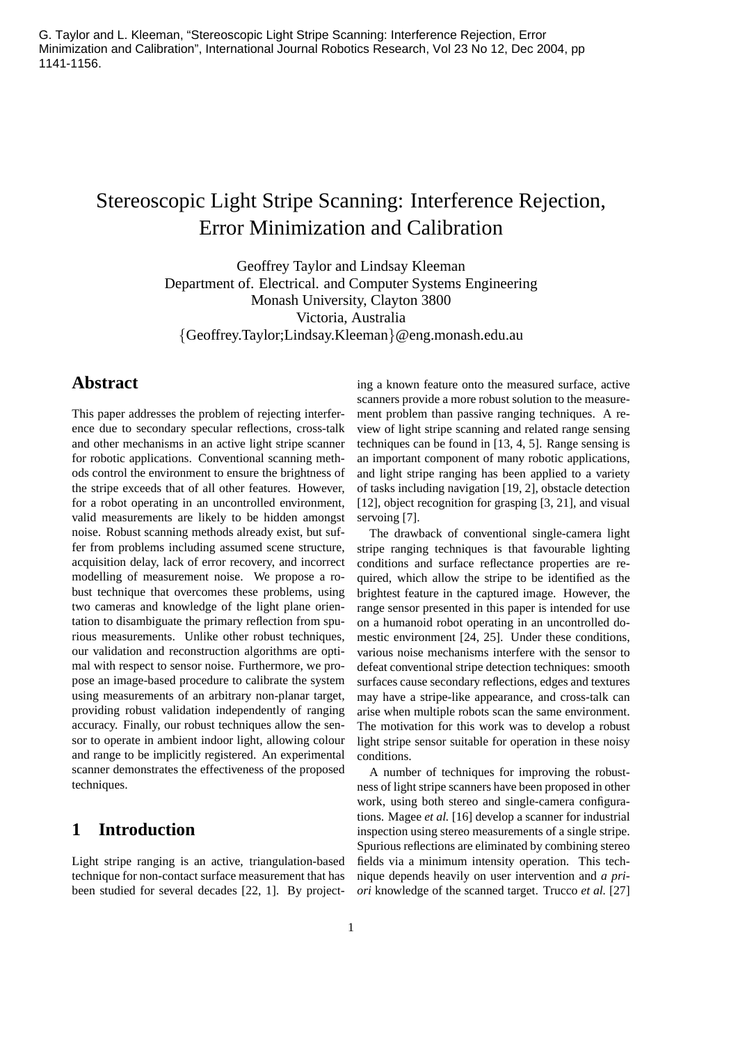G. Taylor and L. Kleeman, "Stereoscopic Light Stripe Scanning: Interference Rejection, Error Minimization and Calibration", International Journal Robotics Research, Vol 23 No 12, Dec 2004, pp 1141-1156.

# Stereoscopic Light Stripe Scanning: Interference Rejection, Error Minimization and Calibration

Geoffrey Taylor and Lindsay Kleeman
Department of. Electrical. and Computer Systems Engineering
Monash University, Clayton 3800
Victoria, Australia
{Geoffrey.Taylor;Lindsay.Kleeman}@eng.monash.edu.au

## Abstract

This paper addresses the problem of rejecting interference due to secondary specular reflections, cross-talk and other mechanisms in an active light stripe scanner for robotic applications. Conventional scanning methods control the environment to ensure the brightness of the stripe exceeds that of all other features. However, for a robot operating in an uncontrolled environment, valid measurements are likely to be hidden amongst noise. Robust scanning methods already exist, but suffer from problems including assumed scene structure, acquisition delay, lack of error recovery, and incorrect modelling of measurement noise. We propose a robust technique that overcomes these problems, using two cameras and knowledge of the light plane orientation to disambiguate the primary reflection from spurious measurements. Unlike other robust techniques, our validation and reconstruction algorithms are optimal with respect to sensor noise. Furthermore, we propose an image-based procedure to calibrate the system using measurements of an arbitrary non-planar target, providing robust validation independently of ranging accuracy. Finally, our robust techniques allow the sensor to operate in ambient indoor light, allowing colour and range to be implicitly registered. An experimental scanner demonstrates the effectiveness of the proposed techniques.

## 1 Introduction

Light stripe ranging is an active, triangulation-based technique for non-contact surface measurement that has been studied for several decades [22, 1]. By projecting a known feature onto the measured surface, active scanners provide a more robust solution to the measurement problem than passive ranging techniques. A review of light stripe scanning and related range sensing techniques can be found in [13, 4, 5]. Range sensing is an important component of many robotic applications, and light stripe ranging has been applied to a variety of tasks including navigation [19, 2], obstacle detection [12], object recognition for grasping [3, 21], and visual servoing [7].

The drawback of conventional single-camera light stripe ranging techniques is that favourable lighting conditions and surface reflectance properties are required, which allow the stripe to be identified as the brightest feature in the captured image. However, the range sensor presented in this paper is intended for use on a humanoid robot operating in an uncontrolled domestic environment [24, 25]. Under these conditions, various noise mechanisms interfere with the sensor to defeat conventional stripe detection techniques: smooth surfaces cause secondary reflections, edges and textures may have a stripe-like appearance, and cross-talk can arise when multiple robots scan the same environment. The motivation for this work was to develop a robust light stripe sensor suitable for operation in these noisy conditions.

A number of techniques for improving the robustness of light stripe scanners have been proposed in other work, using both stereo and single-camera configurations. Magee *et al.* [16] develop a scanner for industrial inspection using stereo measurements of a single stripe. Spurious reflections are eliminated by combining stereo fields via a minimum intensity operation. This technique depends heavily on user intervention and *a priori* knowledge of the scanned target. Trucco *et al.* [27]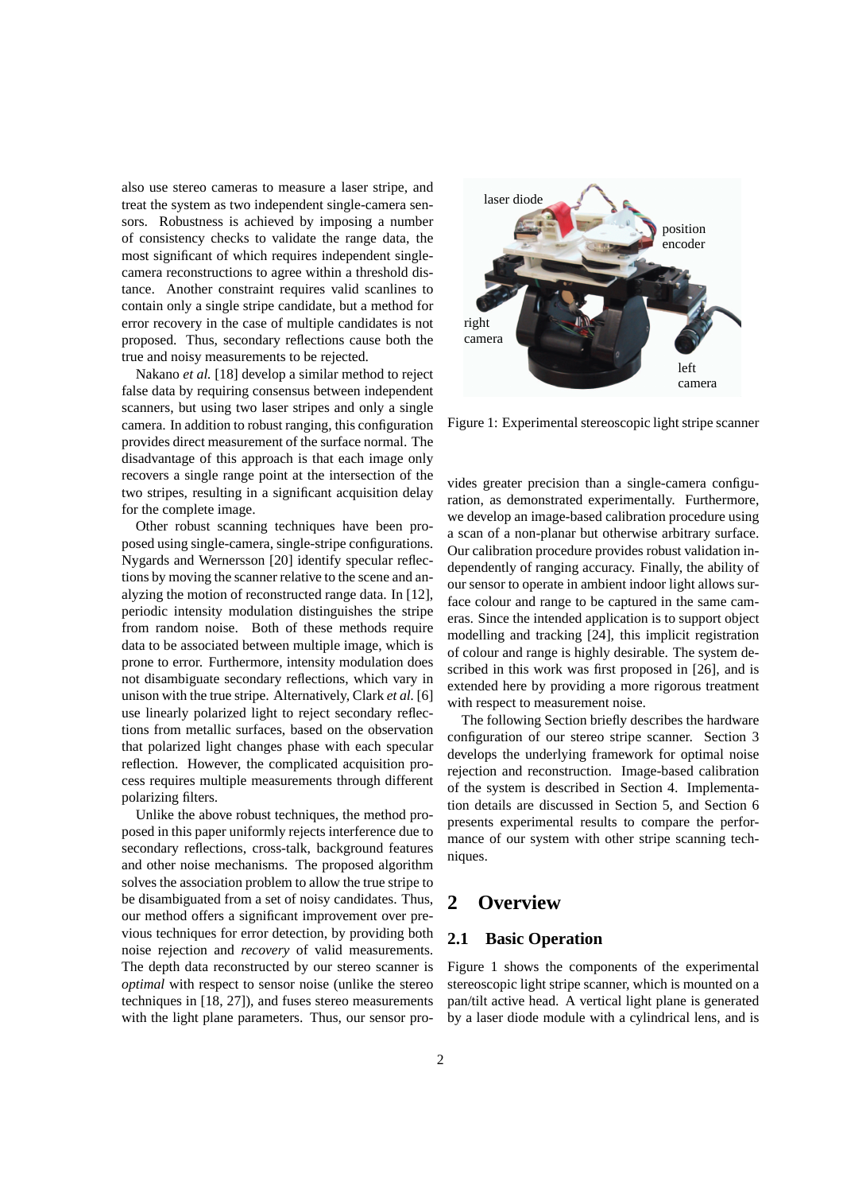also use stereo cameras to measure a laser stripe, and treat the system as two independent single-camera sensors. Robustness is achieved by imposing a number of consistency checks to validate the range data, the most significant of which requires independent single-camera reconstructions to agree within a threshold distance. Another constraint requires valid scanlines to contain only a single stripe candidate, but a method for error recovery in the case of multiple candidates is not proposed. Thus, secondary reflections cause both the true and noisy measurements to be rejected.

Nakano *et al.* [18] develop a similar method to reject false data by requiring consensus between independent scanners, but using two laser stripes and only a single camera. In addition to robust ranging, this configuration provides direct measurement of the surface normal. The disadvantage of this approach is that each image only recovers a single range point at the intersection of the two stripes, resulting in a significant acquisition delay for the complete image.

Other robust scanning techniques have been proposed using single-camera, single-stripe configurations. Nygards and Wernersson [20] identify specular reflections by moving the scanner relative to the scene and analyzing the motion of reconstructed range data. In [12], periodic intensity modulation distinguishes the stripe from random noise. Both of these methods require data to be associated between multiple image, which is prone to error. Furthermore, intensity modulation does not disambiguate secondary reflections, which vary in unison with the true stripe. Alternatively, Clark *et al.* [6] use linearly polarized light to reject secondary reflections from metallic surfaces, based on the observation that polarized light changes phase with each specular reflection. However, the complicated acquisition process requires multiple measurements through different polarizing filters.

Unlike the above robust techniques, the method proposed in this paper uniformly rejects interference due to secondary reflections, cross-talk, background features and other noise mechanisms. The proposed algorithm solves the association problem to allow the true stripe to be disambiguated from a set of noisy candidates. Thus, our method offers a significant improvement over previous techniques for error detection, by providing both noise rejection and *recovery* of valid measurements. The depth data reconstructed by our stereo scanner is *optimal* with respect to sensor noise (unlike the stereo techniques in [18, 27]), and fuses stereo measurements with the light plane parameters. Thus, our sensor provides greater precision than a single-camera configuration, as demonstrated experimentally. Furthermore, we develop an image-based calibration procedure using a scan of a non-planar but otherwise arbitrary surface. Our calibration procedure provides robust validation independently of ranging accuracy. Finally, the ability of our sensor to operate in ambient indoor light allows surface colour and range to be captured in the same cameras. Since the intended application is to support object modelling and tracking [24], this implicit registration of colour and range is highly desirable. The system described in this work was first proposed in [26], and is extended here by providing a more rigorous treatment with respect to measurement noise.

The following Section briefly describes the hardware configuration of our stereo stripe scanner. Section 3 develops the underlying framework for optimal noise rejection and reconstruction. Image-based calibration of the system is described in Section 4. Implementation details are discussed in Section 5, and Section 6 presents experimental results to compare the performance of our system with other stripe scanning techniques.

Figure 1: Experimental stereoscopic light stripe scanner

## 2 Overview

### 2.1 Basic Operation

Figure 1 shows the components of the experimental stereoscopic light stripe scanner, which is mounted on a pan/tilt active head. A vertical light plane is generated by a laser diode module with a cylindrical lens, and is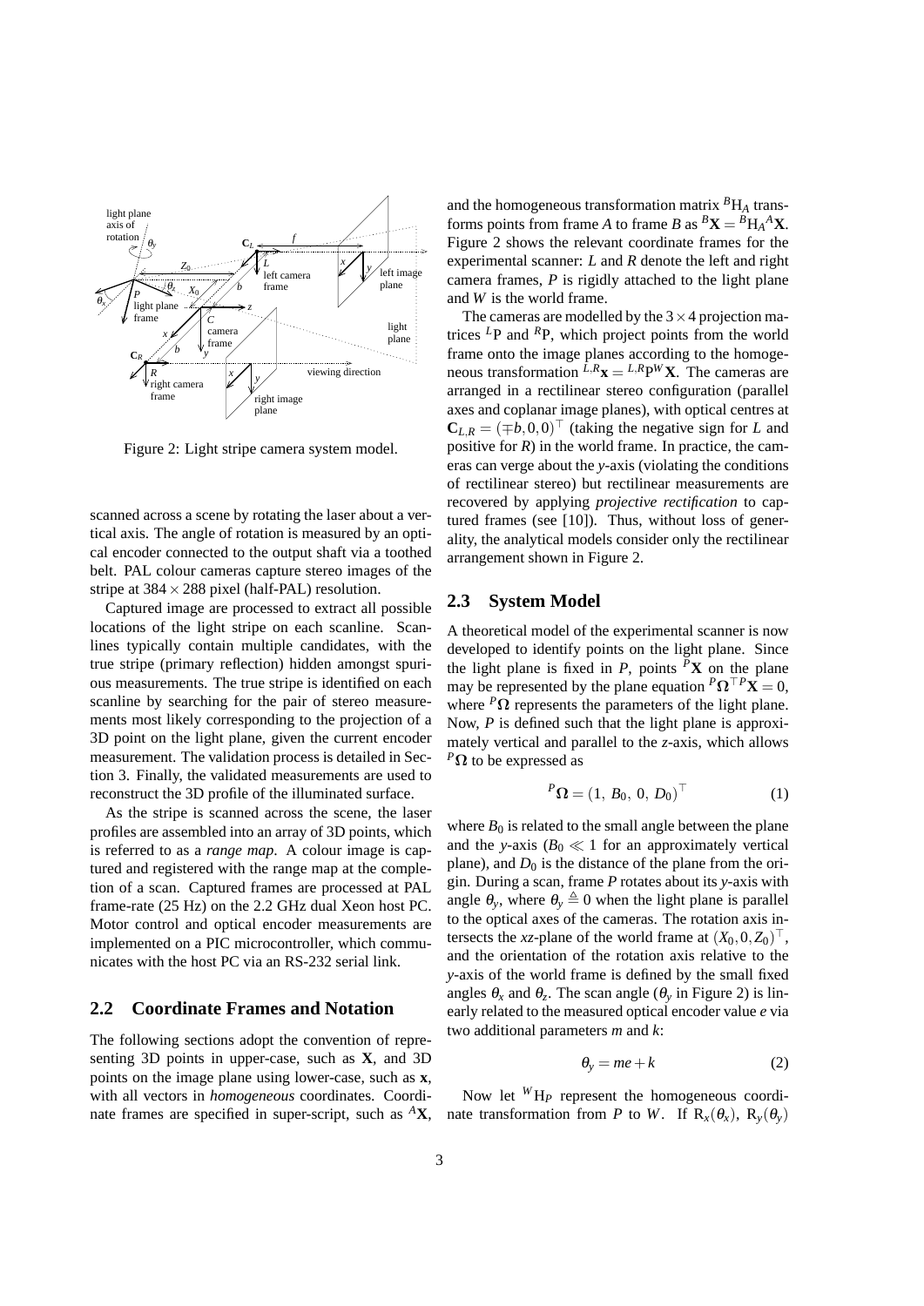Figure 2: Light stripe camera system model.

scanned across a scene by rotating the laser about a vertical axis. The angle of rotation is measured by an optical encoder connected to the output shaft via a toothed belt. PAL colour cameras capture stereo images of the stripe at $384 \times 288$ pixel (half-PAL) resolution.

Captured image are processed to extract all possible locations of the light stripe on each scanline. Scanlines typically contain multiple candidates, with the true stripe (primary reflection) hidden amongst spurious measurements. The true stripe is identified on each scanline by searching for the pair of stereo measurements most likely corresponding to the projection of a 3D point on the light plane, given the current encoder measurement. The validation process is detailed in Section 3. Finally, the validated measurements are used to reconstruct the 3D profile of the illuminated surface.

As the stripe is scanned across the scene, the laser profiles are assembled into an array of 3D points, which is referred to as a *range map*. A colour image is captured and registered with the range map at the completion of a scan. Captured frames are processed at PAL frame-rate (25 Hz) on the 2.2 GHz dual Xeon host PC. Motor control and optical encoder measurements are implemented on a PIC microcontroller, which communicates with the host PC via an RS-232 serial link.

## 2.2 Coordinate Frames and Notation

The following sections adopt the convention of representing 3D points in upper-case, such as $\mathbf{X}$, and 3D points on the image plane using lower-case, such as $\mathbf{x}$, with all vectors in *homogeneous* coordinates. Coordinate frames are specified in super-script, such as ${}^{A}\mathbf{X}$, and the homogeneous transformation matrix ${}^{B}\mathrm{H}_{A}$ transforms points from frame $A$ to frame $B$ as ${}^{B}\mathbf{X} = {}^{B}\mathrm{H}_{A}{}^{A}\mathbf{X}$. Figure 2 shows the relevant coordinate frames for the experimental scanner: $L$ and $R$ denote the left and right camera frames, $P$ is rigidly attached to the light plane and $W$ is the world frame.

The cameras are modelled by the $3 \times 4$ projection matrices ${}^{L}\mathrm{P}$ and ${}^{R}\mathrm{P}$, which project points from the world frame onto the image planes according to the homogeneous transformation ${}^{L,R}\mathbf{x} = {}^{L,R}\mathrm{P}^{W}\mathbf{X}$. The cameras are arranged in a rectilinear stereo configuration (parallel axes and coplanar image planes), with optical centres at $\mathbf{C}_{L,R} = (\mp b, 0, 0)^{\top}$ (taking the negative sign for $L$ and positive for $R$) in the world frame. In practice, the cameras can verge about the $y$-axis (violating the conditions of rectilinear stereo) but rectilinear measurements are recovered by applying *projective rectification* to captured frames (see [10]). Thus, without loss of generality, the analytical models consider only the rectilinear arrangement shown in Figure 2.

## 2.3 System Model

A theoretical model of the experimental scanner is now developed to identify points on the light plane. Since the light plane is fixed in $P$, points ${}^{P}\mathbf{X}$ on the plane may be represented by the plane equation ${}^{P}\boldsymbol{\Omega}^{\top P}\mathbf{X} = 0$, where ${}^{P}\boldsymbol{\Omega}$ represents the parameters of the light plane. Now, $P$ is defined such that the light plane is approximately vertical and parallel to the $z$-axis, which allows ${}^{P}\boldsymbol{\Omega}$ to be expressed as

$$
{}^{P}\boldsymbol{\Omega} = (1,\ B_0,\ 0,\ D_0)^{\top} \tag{1}
$$

where $B_0$ is related to the small angle between the plane and the $y$-axis ($B_0 \ll 1$ for an approximately vertical plane), and $D_0$ is the distance of the plane from the origin. During a scan, frame $P$ rotates about its $y$-axis with angle $\theta_y$, where $\theta_y \triangleq 0$ when the light plane is parallel to the optical axes of the cameras. The rotation axis intersects the $xz$-plane of the world frame at $(X_0, 0, Z_0)^{\top}$, and the orientation of the rotation axis relative to the $y$-axis of the world frame is defined by the small fixed angles $\theta_x$ and $\theta_z$. The scan angle ($\theta_y$ in Figure 2) is linearly related to the measured optical encoder value $e$ via two additional parameters $m$ and $k$:

$$
\theta_y = me + k \tag{2}
$$

Now let ${}^{W}\mathrm{H}_{P}$ represent the homogeneous coordinate transformation from $P$ to $W$. If $\mathrm{R}_x(\theta_x)$, $\mathrm{R}_y(\theta_y)$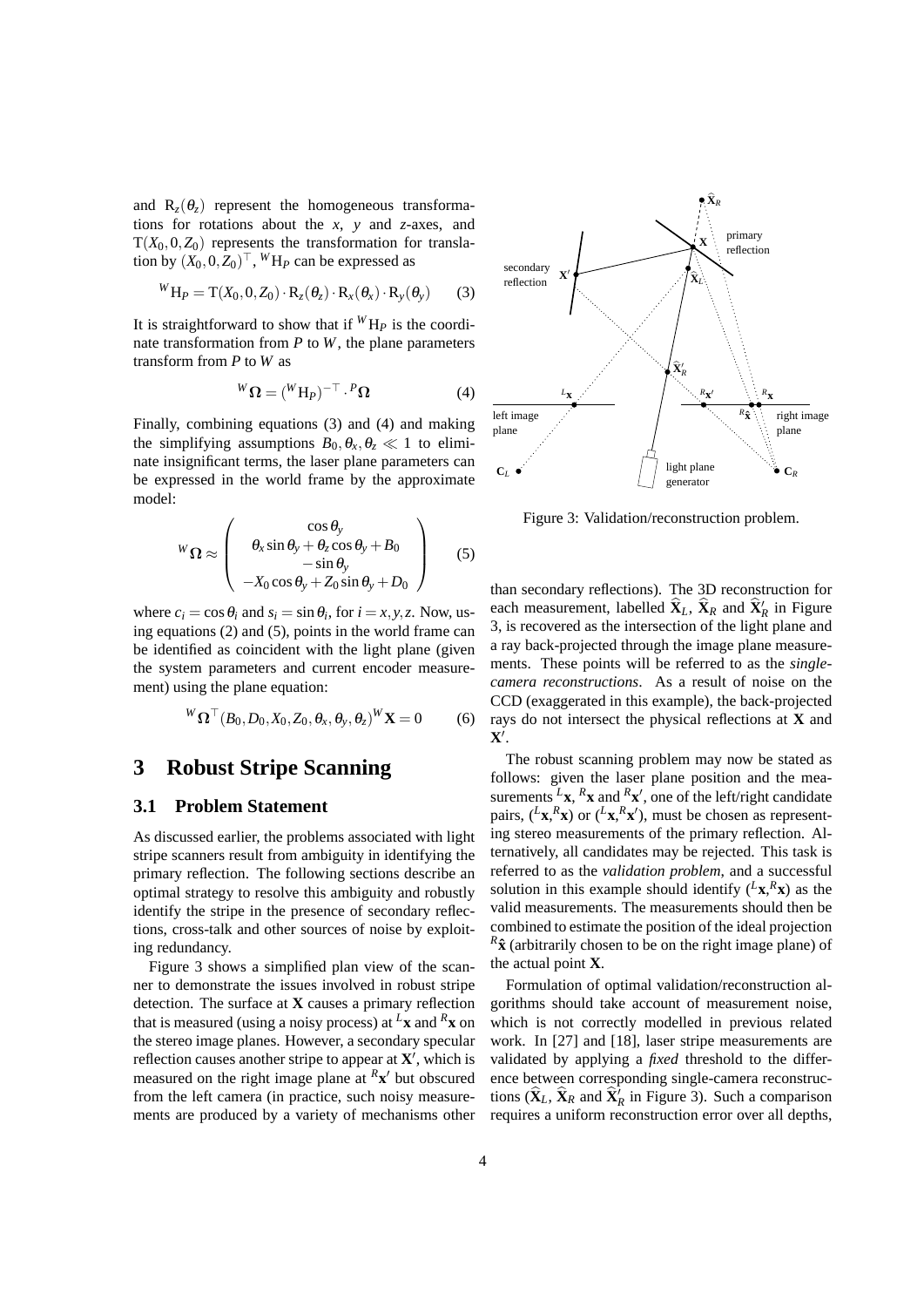and $\mathrm{R}_z(\theta_z)$ represent the homogeneous transformations for rotations about the $x$, $y$ and $z$-axes, and $\mathrm{T}(X_0, 0, Z_0)$ represents the transformation for translation by $(X_0, 0, Z_0)^\top$, ${}^W\mathrm{H}_P$ can be expressed as

$$ {}^W\mathrm{H}_P = \mathrm{T}(X_0, 0, Z_0) \cdot \mathrm{R}_z(\theta_z) \cdot \mathrm{R}_x(\theta_x) \cdot \mathrm{R}_y(\theta_y) \tag{3} $$

It is straightforward to show that if ${}^W\mathrm{H}_P$ is the coordinate transformation from $P$ to $W$, the plane parameters transform from $P$ to $W$ as

$$ {}^W\boldsymbol{\Omega} = ({}^W\mathrm{H}_P)^{-\top} \cdot {}^P\boldsymbol{\Omega} \tag{4} $$

Finally, combining equations (3) and (4) and making the simplifying assumptions $B_0, \theta_x, \theta_z \ll 1$ to eliminate insignificant terms, the laser plane parameters can be expressed in the world frame by the approximate model:

$$ {}^W\boldsymbol{\Omega} \approx \begin{pmatrix} \cos\theta_y \\ \theta_x \sin\theta_y + \theta_z \cos\theta_y + B_0 \\ -\sin\theta_y \\ -X_0 \cos\theta_y + Z_0 \sin\theta_y + D_0 \end{pmatrix} \tag{5} $$

where $c_i = \cos\theta_i$ and $s_i = \sin\theta_i$, for $i = x, y, z$. Now, using equations (2) and (5), points in the world frame can be identified as coincident with the light plane (given the system parameters and current encoder measurement) using the plane equation:

$$ {}^W\boldsymbol{\Omega}^\top(B_0, D_0, X_0, Z_0, \theta_x, \theta_y, \theta_z)\,{}^W\mathbf{X} = 0 \tag{6} $$

## 3 Robust Stripe Scanning

### 3.1 Problem Statement

As discussed earlier, the problems associated with light stripe scanners result from ambiguity in identifying the primary reflection. The following sections describe an optimal strategy to resolve this ambiguity and robustly identify the stripe in the presence of secondary reflections, cross-talk and other sources of noise by exploiting redundancy.

Figure 3 shows a simplified plan view of the scanner to demonstrate the issues involved in robust stripe detection. The surface at $\mathbf{X}$ causes a primary reflection that is measured (using a noisy process) at ${}^L\mathbf{x}$ and ${}^R\mathbf{x}$ on the stereo image planes. However, a secondary specular reflection causes another stripe to appear at $\mathbf{X}'$, which is measured on the right image plane at ${}^R\mathbf{x}'$ but obscured from the left camera (in practice, such noisy measurements are produced by a variety of mechanisms other than secondary reflections). The 3D reconstruction for each measurement, labelled $\widehat{\mathbf{X}}_L$, $\widehat{\mathbf{X}}_R$ and $\widehat{\mathbf{X}}'_R$ in Figure 3, is recovered as the intersection of the light plane and a ray back-projected through the image plane measurements. These points will be referred to as the *single-camera reconstructions*. As a result of noise on the CCD (exaggerated in this example), the back-projected rays do not intersect the physical reflections at $\mathbf{X}$ and $\mathbf{X}'$.

Figure 3: Validation/reconstruction problem.

The robust scanning problem may now be stated as follows: given the laser plane position and the measurements ${}^L\mathbf{x}$, ${}^R\mathbf{x}$ and ${}^R\mathbf{x}'$, one of the left/right candidate pairs, $({}^L\mathbf{x}, {}^R\mathbf{x})$ or $({}^L\mathbf{x}, {}^R\mathbf{x}')$, must be chosen as representing stereo measurements of the primary reflection. Alternatively, all candidates may be rejected. This task is referred to as the *validation problem*, and a successful solution in this example should identify $({}^L\mathbf{x}, {}^R\mathbf{x})$ as the valid measurements. The measurements should then be combined to estimate the position of the ideal projection ${}^R\hat{\mathbf{x}}$ (arbitrarily chosen to be on the right image plane) of the actual point $\mathbf{X}$.

Formulation of optimal validation/reconstruction algorithms should take account of measurement noise, which is not correctly modelled in previous related work. In [27] and [18], laser stripe measurements are validated by applying a *fixed* threshold to the difference between corresponding single-camera reconstructions ($\widehat{\mathbf{X}}_L$, $\widehat{\mathbf{X}}_R$ and $\widehat{\mathbf{X}}'_R$ in Figure 3). Such a comparison requires a uniform reconstruction error over all depths,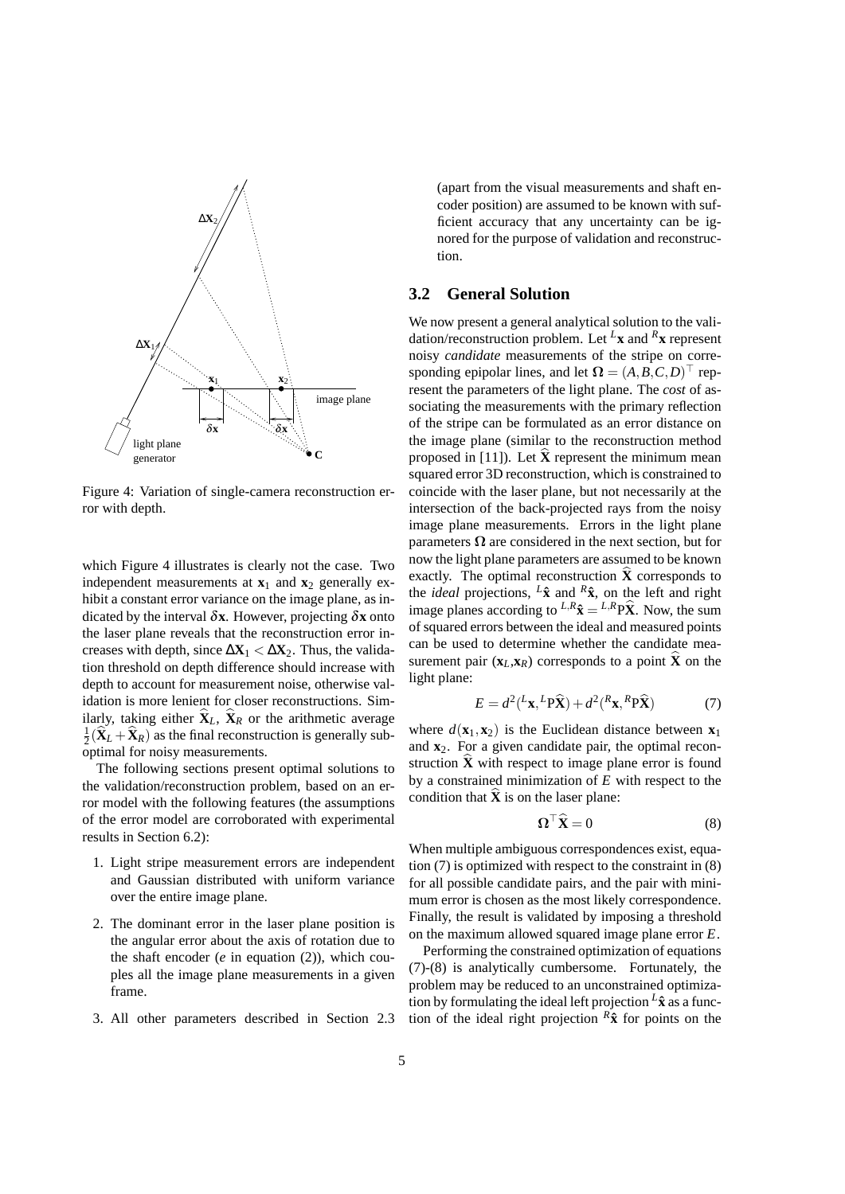Figure 4: Variation of single-camera reconstruction error with depth.

which Figure 4 illustrates is clearly not the case. Two independent measurements at $\mathbf{x}_1$ and $\mathbf{x}_2$ generally exhibit a constant error variance on the image plane, as indicated by the interval $\delta\mathbf{x}$. However, projecting $\delta\mathbf{x}$ onto the laser plane reveals that the reconstruction error increases with depth, since $\Delta\mathbf{X}_1 < \Delta\mathbf{X}_2$. Thus, the validation threshold on depth difference should increase with depth to account for measurement noise, otherwise validation is more lenient for closer reconstructions. Similarly, taking either $\widehat{\mathbf{X}}_L$, $\widehat{\mathbf{X}}_R$ or the arithmetic average $\frac{1}{2}(\widehat{\mathbf{X}}_L + \widehat{\mathbf{X}}_R)$ as the final reconstruction is generally suboptimal for noisy measurements.

The following sections present optimal solutions to the validation/reconstruction problem, based on an error model with the following features (the assumptions of the error model are corroborated with experimental results in Section 6.2):

1. Light stripe measurement errors are independent and Gaussian distributed with uniform variance over the entire image plane.
2. The dominant error in the laser plane position is the angular error about the axis of rotation due to the shaft encoder ($e$ in equation (2)), which couples all the image plane measurements in a given frame.
3. All other parameters described in Section 2.3 (apart from the visual measurements and shaft encoder position) are assumed to be known with sufficient accuracy that any uncertainty can be ignored for the purpose of validation and reconstruction.

## 3.2 General Solution

We now present a general analytical solution to the validation/reconstruction problem. Let ${}^L\mathbf{x}$ and ${}^R\mathbf{x}$ represent noisy *candidate* measurements of the stripe on corresponding epipolar lines, and let $\mathbf{\Omega} = (A, B, C, D)^\top$ represent the parameters of the light plane. The *cost* of associating the measurements with the primary reflection of the stripe can be formulated as an error distance on the image plane (similar to the reconstruction method proposed in [11]). Let $\widehat{\mathbf{X}}$ represent the minimum mean squared error 3D reconstruction, which is constrained to coincide with the laser plane, but not necessarily at the intersection of the back-projected rays from the noisy image plane measurements. Errors in the light plane parameters $\mathbf{\Omega}$ are considered in the next section, but for now the light plane parameters are assumed to be known exactly. The optimal reconstruction $\widehat{\mathbf{X}}$ corresponds to the *ideal* projections, ${}^L\hat{\mathbf{x}}$ and ${}^R\hat{\mathbf{x}}$, on the left and right image planes according to ${}^{L,R}\hat{\mathbf{x}} = {}^{L,R}\mathrm{P}\widehat{\mathbf{X}}$. Now, the sum of squared errors between the ideal and measured points can be used to determine whether the candidate measurement pair $(\mathbf{x}_L, \mathbf{x}_R)$ corresponds to a point $\widehat{\mathbf{X}}$ on the light plane:

$$E = d^2({}^L\mathbf{x}, {}^L\mathrm{P}\widehat{\mathbf{X}}) + d^2({}^R\mathbf{x}, {}^R\mathrm{P}\widehat{\mathbf{X}}) \tag{7}$$

where $d(\mathbf{x}_1, \mathbf{x}_2)$ is the Euclidean distance between $\mathbf{x}_1$ and $\mathbf{x}_2$. For a given candidate pair, the optimal reconstruction $\widehat{\mathbf{X}}$ with respect to image plane error is found by a constrained minimization of $E$ with respect to the condition that $\widehat{\mathbf{X}}$ is on the laser plane:

$$\mathbf{\Omega}^\top \widehat{\mathbf{X}} = 0 \tag{8}$$

When multiple ambiguous correspondences exist, equation (7) is optimized with respect to the constraint in (8) for all possible candidate pairs, and the pair with minimum error is chosen as the most likely correspondence. Finally, the result is validated by imposing a threshold on the maximum allowed squared image plane error $E$.

Performing the constrained optimization of equations (7)-(8) is analytically cumbersome. Fortunately, the problem may be reduced to an unconstrained optimization by formulating the ideal left projection ${}^L\hat{\mathbf{x}}$ as a function of the ideal right projection ${}^R\hat{\mathbf{x}}$ for points on the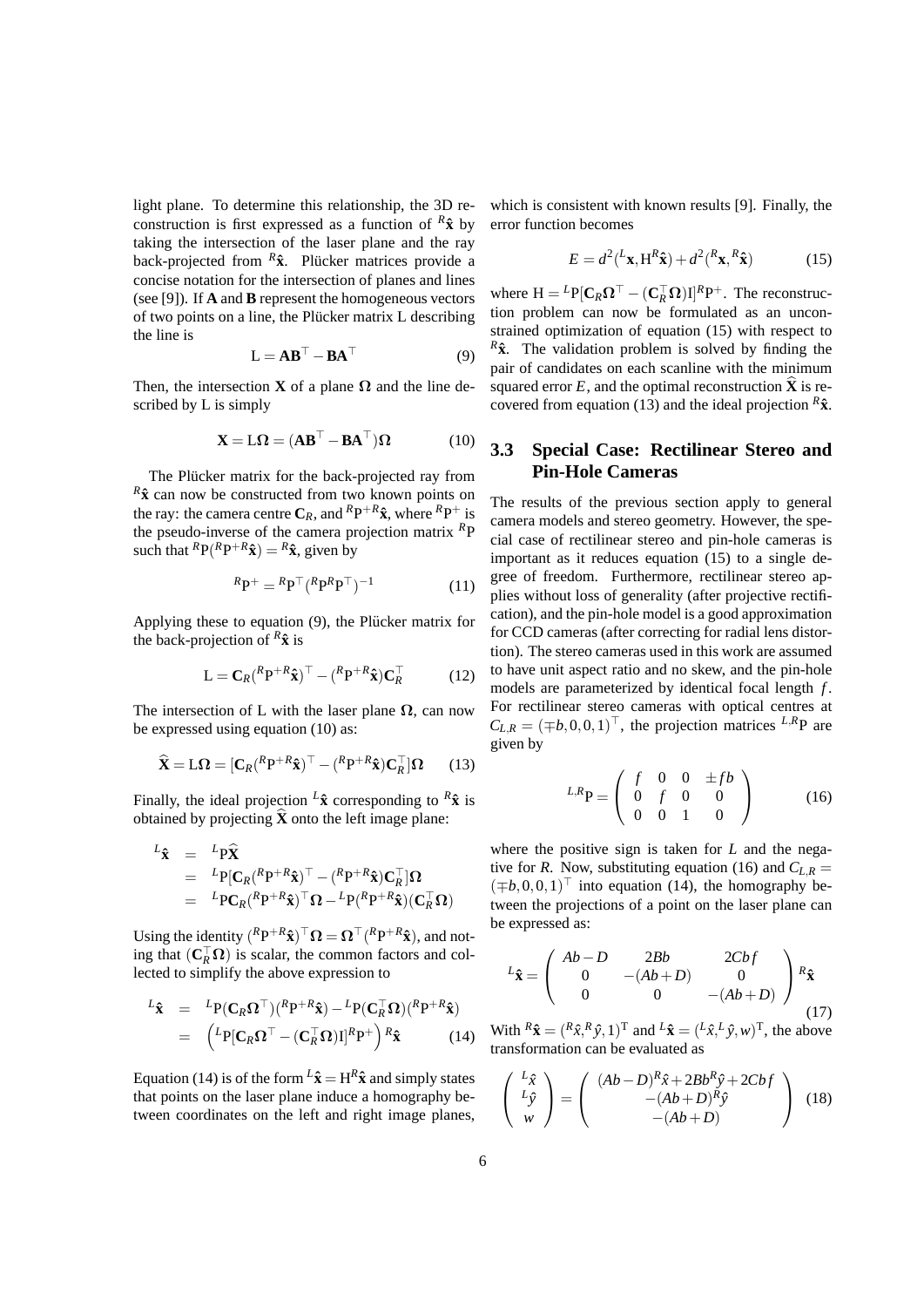light plane. To determine this relationship, the 3D reconstruction is first expressed as a function of ${}^R\hat{\mathbf{x}}$ by taking the intersection of the laser plane and the ray back-projected from ${}^R\hat{\mathbf{x}}$. Plücker matrices provide a concise notation for the intersection of planes and lines (see [9]). If $\mathbf{A}$ and $\mathbf{B}$ represent the homogeneous vectors of two points on a line, the Plücker matrix L describing the line is

$$\mathrm{L} = \mathbf{A}\mathbf{B}^\top - \mathbf{B}\mathbf{A}^\top \tag{9}$$

Then, the intersection $\mathbf{X}$ of a plane $\boldsymbol{\Omega}$ and the line described by L is simply

$$\mathbf{X} = \mathrm{L}\boldsymbol{\Omega} = (\mathbf{A}\mathbf{B}^\top - \mathbf{B}\mathbf{A}^\top)\boldsymbol{\Omega} \tag{10}$$

The Plücker matrix for the back-projected ray from ${}^R\hat{\mathbf{x}}$ can now be constructed from two known points on the ray: the camera centre $\mathbf{C}_R$, and ${}^R\mathrm{P}^{+R}\hat{\mathbf{x}}$, where ${}^R\mathrm{P}^+$ is the pseudo-inverse of the camera projection matrix ${}^R\mathrm{P}$ such that ${}^R\mathrm{P}({}^R\mathrm{P}^{+R}\hat{\mathbf{x}}) = {}^R\hat{\mathbf{x}}$, given by

$${}^R\mathrm{P}^+ = {}^R\mathrm{P}^\top({}^R\mathrm{P}{}^R\mathrm{P}^\top)^{-1} \tag{11}$$

Applying these to equation (9), the Plücker matrix for the back-projection of ${}^R\hat{\mathbf{x}}$ is

$$\mathrm{L} = \mathbf{C}_R({}^R\mathrm{P}^{+R}\hat{\mathbf{x}})^\top - ({}^R\mathrm{P}^{+R}\hat{\mathbf{x}})\mathbf{C}_R^\top \tag{12}$$

The intersection of L with the laser plane $\boldsymbol{\Omega}$, can now be expressed using equation (10) as:

$$\widehat{\mathbf{X}} = \mathrm{L}\boldsymbol{\Omega} = [\mathbf{C}_R({}^R\mathrm{P}^{+R}\hat{\mathbf{x}})^\top - ({}^R\mathrm{P}^{+R}\hat{\mathbf{x}})\mathbf{C}_R^\top]\boldsymbol{\Omega} \tag{13}$$

Finally, the ideal projection ${}^L\hat{\mathbf{x}}$ corresponding to ${}^R\hat{\mathbf{x}}$ is obtained by projecting $\widehat{\mathbf{X}}$ onto the left image plane:

$$\begin{aligned}
{}^L\hat{\mathbf{x}} &= {}^L\mathrm{P}\widehat{\mathbf{X}} \\
&= {}^L\mathrm{P}[\mathbf{C}_R({}^R\mathrm{P}^{+R}\hat{\mathbf{x}})^\top - ({}^R\mathrm{P}^{+R}\hat{\mathbf{x}})\mathbf{C}_R^\top]\boldsymbol{\Omega} \\
&= {}^L\mathrm{P}\mathbf{C}_R({}^R\mathrm{P}^{+R}\hat{\mathbf{x}})^\top\boldsymbol{\Omega} - {}^L\mathrm{P}({}^R\mathrm{P}^{+R}\hat{\mathbf{x}})(\mathbf{C}_R^\top\boldsymbol{\Omega})
\end{aligned}$$

Using the identity $({}^R\mathrm{P}^{+R}\hat{\mathbf{x}})^\top\boldsymbol{\Omega} = \boldsymbol{\Omega}^\top({}^R\mathrm{P}^{+R}\hat{\mathbf{x}})$, and noting that $(\mathbf{C}_R^\top\boldsymbol{\Omega})$ is scalar, the common factors and collected to simplify the above expression to

$$\begin{aligned}
{}^L\hat{\mathbf{x}} &= {}^L\mathrm{P}(\mathbf{C}_R\boldsymbol{\Omega}^\top)({}^R\mathrm{P}^{+R}\hat{\mathbf{x}}) - {}^L\mathrm{P}(\mathbf{C}_R^\top\boldsymbol{\Omega})({}^R\mathrm{P}^{+R}\hat{\mathbf{x}}) \\
&= \left({}^L\mathrm{P}[\mathbf{C}_R\boldsymbol{\Omega}^\top - (\mathbf{C}_R^\top\boldsymbol{\Omega})\mathrm{I}]{}^R\mathrm{P}^+\right){}^R\hat{\mathbf{x}}
\end{aligned} \tag{14}$$

Equation (14) is of the form ${}^L\hat{\mathbf{x}} = \mathrm{H}{}^R\hat{\mathbf{x}}$ and simply states that points on the laser plane induce a homography between coordinates on the left and right image planes, which is consistent with known results [9]. Finally, the error function becomes

$$E = d^2({}^L\mathbf{x}, \mathrm{H}{}^R\hat{\mathbf{x}}) + d^2({}^R\mathbf{x}, {}^R\hat{\mathbf{x}}) \tag{15}$$

where $\mathrm{H} = {}^L\mathrm{P}[\mathbf{C}_R\boldsymbol{\Omega}^\top - (\mathbf{C}_R^\top\boldsymbol{\Omega})\mathrm{I}]{}^R\mathrm{P}^+$. The reconstruction problem can now be formulated as an unconstrained optimization of equation (15) with respect to ${}^R\hat{\mathbf{x}}$. The validation problem is solved by finding the pair of candidates on each scanline with the minimum squared error $E$, and the optimal reconstruction $\widehat{\mathbf{X}}$ is recovered from equation (13) and the ideal projection ${}^R\hat{\mathbf{x}}$.

### 3.3 Special Case: Rectilinear Stereo and Pin-Hole Cameras

The results of the previous section apply to general camera models and stereo geometry. However, the special case of rectilinear stereo and pin-hole cameras is important as it reduces equation (15) to a single degree of freedom. Furthermore, rectilinear stereo applies without loss of generality (after projective rectification), and the pin-hole model is a good approximation for CCD cameras (after correcting for radial lens distortion). The stereo cameras used in this work are assumed to have unit aspect ratio and no skew, and the pin-hole models are parameterized by identical focal length $f$. For rectilinear stereo cameras with optical centres at $C_{L,R} = (\mp b, 0, 0, 1)^\top$, the projection matrices ${}^{L,R}\mathrm{P}$ are given by

$${}^{L,R}\mathrm{P} = \begin{pmatrix} f & 0 & 0 & \pm fb \\ 0 & f & 0 & 0 \\ 0 & 0 & 1 & 0 \end{pmatrix} \tag{16}$$

where the positive sign is taken for $L$ and the negative for $R$. Now, substituting equation (16) and $C_{L,R} = (\mp b, 0, 0, 1)^\top$ into equation (14), the homography between the projections of a point on the laser plane can be expressed as:

$${}^L\hat{\mathbf{x}} = \begin{pmatrix} Ab - D & 2Bb & 2Cbf \\ 0 & -(Ab+D) & 0 \\ 0 & 0 & -(Ab+D) \end{pmatrix} {}^R\hat{\mathbf{x}} \tag{17}$$

With ${}^R\hat{\mathbf{x}} = ({}^R\hat{x}, {}^R\hat{y}, 1)^\mathrm{T}$ and ${}^L\hat{\mathbf{x}} = ({}^L\hat{x}, {}^L\hat{y}, w)^\mathrm{T}$, the above transformation can be evaluated as

$$\begin{pmatrix} {}^L\hat{x} \\ {}^L\hat{y} \\ w \end{pmatrix} = \begin{pmatrix} (Ab-D){}^R\hat{x} + 2Bb{}^R\hat{y} + 2Cbf \\ -(Ab+D){}^R\hat{y} \\ -(Ab+D) \end{pmatrix} \tag{18}$$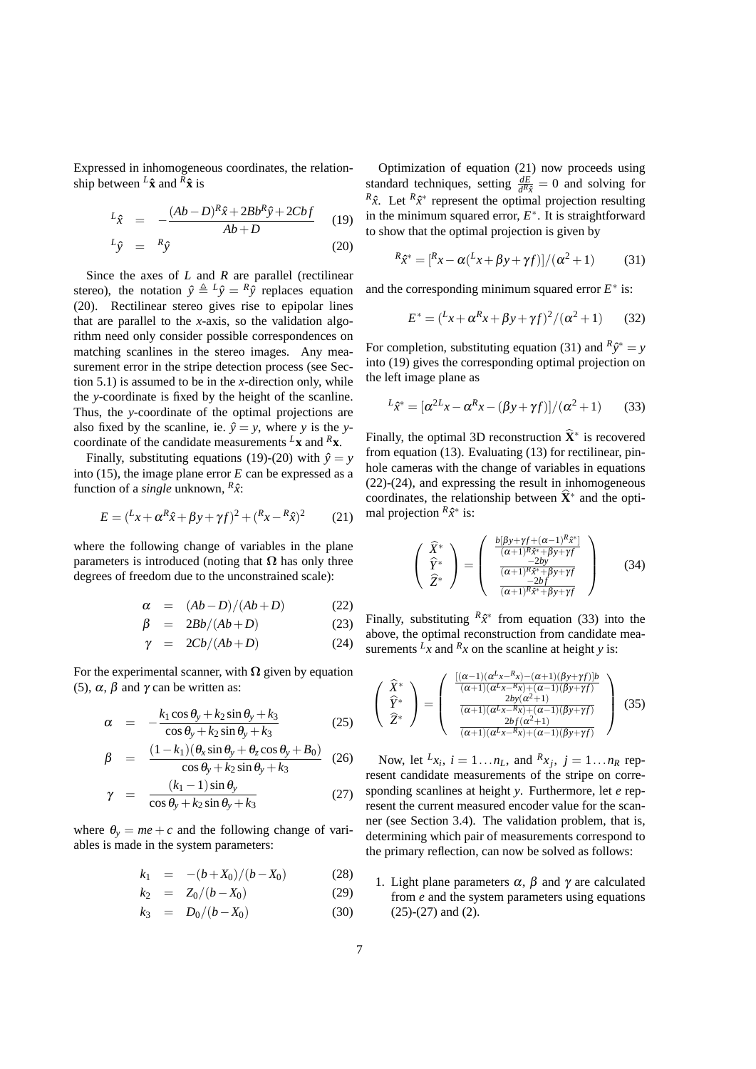Expressed in inhomogeneous coordinates, the relationship between ${}^L\hat{\mathbf{x}}$ and ${}^R\hat{\mathbf{x}}$ is

$$
{}^L\hat{x} = -\frac{(Ab-D)^R\hat{x} + 2Bb^R\hat{y} + 2Cbf}{Ab+D} \tag{19}
$$

$$
{}^L\hat{y} = {}^R\hat{y} \tag{20}
$$

Since the axes of $L$ and $R$ are parallel (rectilinear stereo), the notation $\hat{y} \triangleq {}^L\hat{y} = {}^R\hat{y}$ replaces equation (20). Rectilinear stereo gives rise to epipolar lines that are parallel to the $x$-axis, so the validation algorithm need only consider possible correspondences on matching scanlines in the stereo images. Any measurement error in the stripe detection process (see Section 5.1) is assumed to be in the $x$-direction only, while the $y$-coordinate is fixed by the height of the scanline. Thus, the $y$-coordinate of the optimal projections are also fixed by the scanline, ie. $\hat{y} = y$, where $y$ is the $y$-coordinate of the candidate measurements ${}^L\mathbf{x}$ and ${}^R\mathbf{x}$.

Finally, substituting equations (19)-(20) with $\hat{y} = y$ into (15), the image plane error $E$ can be expressed as a function of a *single* unknown, ${}^R\hat{x}$:

$$
E = ({}^Lx + \alpha^R\hat{x} + \beta y + \gamma f)^2 + ({}^Rx - {}^R\hat{x})^2 \tag{21}
$$

where the following change of variables in the plane parameters is introduced (noting that $\mathbf{\Omega}$ has only three degrees of freedom due to the unconstrained scale):

$$
\alpha = (Ab-D)/(Ab+D) \tag{22}
$$

$$
\beta = 2Bb/(Ab+D) \tag{23}
$$

$$
\gamma = 2Cb/(Ab+D) \tag{24}
$$

For the experimental scanner, with $\mathbf{\Omega}$ given by equation (5), $\alpha$, $\beta$ and $\gamma$ can be written as:

$$
\alpha = -\frac{k_1\cos\theta_y + k_2\sin\theta_y + k_3}{\cos\theta_y + k_2\sin\theta_y + k_3} \tag{25}
$$

$$
\beta = \frac{(1-k_1)(\theta_x\sin\theta_y + \theta_z\cos\theta_y + B_0)}{\cos\theta_y + k_2\sin\theta_y + k_3} \tag{26}
$$

$$
\gamma = \frac{(k_1-1)\sin\theta_y}{\cos\theta_y + k_2\sin\theta_y + k_3} \tag{27}
$$

where $\theta_y = me + c$ and the following change of variables is made in the system parameters:

$$
k_1 = -(b+X_0)/(b-X_0) \tag{28}
$$

$$
k_2 = Z_0/(b-X_0) \tag{29}
$$

$$
k_3 = D_0/(b-X_0) \tag{30}
$$

Optimization of equation (21) now proceeds using standard techniques, setting $\frac{dE}{d^R\hat{x}} = 0$ and solving for ${}^R\hat{x}$. Let ${}^R\hat{x}^*$ represent the optimal projection resulting in the minimum squared error, $E^*$. It is straightforward to show that the optimal projection is given by

$$
{}^R\hat{x}^* = [{}^Rx - \alpha({}^Lx + \beta y + \gamma f)]/(\alpha^2+1) \tag{31}
$$

and the corresponding minimum squared error $E^*$ is:

$$
E^* = ({}^Lx + \alpha^Rx + \beta y + \gamma f)^2/(\alpha^2+1) \tag{32}
$$

For completion, substituting equation (31) and ${}^R\hat{y}^* = y$ into (19) gives the corresponding optimal projection on the left image plane as

$$
{}^L\hat{x}^* = [\alpha^{2L}x - \alpha^Rx - (\beta y + \gamma f)]/(\alpha^2+1) \tag{33}
$$

Finally, the optimal 3D reconstruction $\widehat{\mathbf{X}}^*$ is recovered from equation (13). Evaluating (13) for rectilinear, pinhole cameras with the change of variables in equations (22)-(24), and expressing the result in inhomogeneous coordinates, the relationship between $\widehat{\mathbf{X}}^*$ and the optimal projection ${}^R\hat{x}^*$ is:

$$
\begin{pmatrix} \widehat{X}^* \\ \widehat{Y}^* \\ \widehat{Z}^* \end{pmatrix} = \begin{pmatrix} \frac{b[\beta y + \gamma f + (\alpha-1)^R\hat{x}^*]}{(\alpha+1)^R\hat{x}^* + \beta y + \gamma f} \\ \frac{-2by}{(\alpha+1)^R\hat{x}^* + \beta y + \gamma f} \\ \frac{-2bf}{(\alpha+1)^R\hat{x}^* + \beta y + \gamma f} \end{pmatrix} \tag{34}
$$

Finally, substituting ${}^R\hat{x}^*$ from equation (33) into the above, the optimal reconstruction from candidate measurements ${}^Lx$ and ${}^Rx$ on the scanline at height $y$ is:

$$
\begin{pmatrix} \widehat{X}^* \\ \widehat{Y}^* \\ \widehat{Z}^* \end{pmatrix} = \begin{pmatrix} \frac{[(\alpha-1)(\alpha^Lx - {}^Rx) - (\alpha+1)(\beta y + \gamma f)]b}{(\alpha+1)(\alpha^Lx - {}^Rx) + (\alpha-1)(\beta y + \gamma f)} \\ \frac{2by(\alpha^2+1)}{(\alpha+1)(\alpha^Lx - {}^Rx) + (\alpha-1)(\beta y + \gamma f)} \\ \frac{2bf(\alpha^2+1)}{(\alpha+1)(\alpha^Lx - {}^Rx) + (\alpha-1)(\beta y + \gamma f)} \end{pmatrix} \tag{35}
$$

Now, let ${}^Lx_i$, $i = 1 \ldots n_L$, and ${}^Rx_j$, $j = 1 \ldots n_R$ represent candidate measurements of the stripe on corresponding scanlines at height $y$. Furthermore, let $e$ represent the current measured encoder value for the scanner (see Section 3.4). The validation problem, that is, determining which pair of measurements correspond to the primary reflection, can now be solved as follows:

1. Light plane parameters $\alpha$, $\beta$ and $\gamma$ are calculated from $e$ and the system parameters using equations (25)-(27) and (2).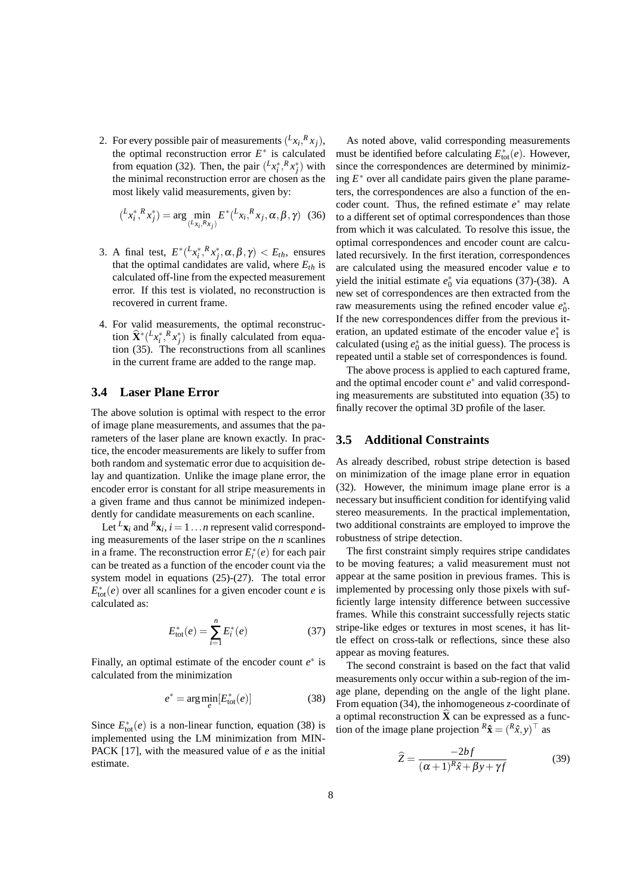2. For every possible pair of measurements $({}^{L}x_i, {}^{R}x_j)$, the optimal reconstruction error $E^*$ is calculated from equation (32). Then, the pair $({}^{L}x_i^*, {}^{R}x_j^*)$ with the minimal reconstruction error are chosen as the most likely valid measurements, given by:

$$({}^{L}x_i^*, {}^{R}x_j^*) = \arg \min_{({}^{L}x_i, {}^{R}x_j)} E^*({}^{L}x_i, {}^{R}x_j, \alpha, \beta, \gamma) \quad (36)$$

3. A final test, $E^*({}^{L}x_i^*, {}^{R}x_j^*, \alpha, \beta, \gamma) < E_{th}$, ensures that the optimal candidates are valid, where $E_{th}$ is calculated off-line from the expected measurement error. If this test is violated, no reconstruction is recovered in current frame.

4. For valid measurements, the optimal reconstruction $\widehat{\mathbf{X}}^*({}^{L}x_i^*, {}^{R}x_j^*)$ is finally calculated from equation (35). The reconstructions from all scanlines in the current frame are added to the range map.

### 3.4 Laser Plane Error

The above solution is optimal with respect to the error of image plane measurements, and assumes that the parameters of the laser plane are known exactly. In practice, the encoder measurements are likely to suffer from both random and systematic error due to acquisition delay and quantization. Unlike the image plane error, the encoder error is constant for all stripe measurements in a given frame and thus cannot be minimized independently for candidate measurements on each scanline.

Let ${}^{L}\mathbf{x}_i$ and ${}^{R}\mathbf{x}_i$, $i = 1 \ldots n$ represent valid corresponding measurements of the laser stripe on the $n$ scanlines in a frame. The reconstruction error $E_i^*(e)$ for each pair can be treated as a function of the encoder count via the system model in equations (25)-(27). The total error $E^*_{\text{tot}}(e)$ over all scanlines for a given encoder count $e$ is calculated as:

$$E^*_{\text{tot}}(e) = \sum_{i=1}^{n} E_i^*(e) \quad (37)$$

Finally, an optimal estimate of the encoder count $e^*$ is calculated from the minimization

$$e^* = \arg \min_{e} [E^*_{\text{tot}}(e)] \quad (38)$$

Since $E^*_{\text{tot}}(e)$ is a non-linear function, equation (38) is implemented using the LM minimization from MINPACK [17], with the measured value of $e$ as the initial estimate.

As noted above, valid corresponding measurements must be identified before calculating $E^*_{\text{tot}}(e)$. However, since the correspondences are determined by minimizing $E^*$ over all candidate pairs given the plane parameters, the correspondences are also a function of the encoder count. Thus, the refined estimate $e^*$ may relate to a different set of optimal correspondences than those from which it was calculated. To resolve this issue, the optimal correspondences and encoder count are calculated recursively. In the first iteration, correspondences are calculated using the measured encoder value $e$ to yield the initial estimate $e_0^*$ via equations (37)-(38). A new set of correspondences are then extracted from the raw measurements using the refined encoder value $e_0^*$. If the new correspondences differ from the previous iteration, an updated estimate of the encoder value $e_1^*$ is calculated (using $e_0^*$ as the initial guess). The process is repeated until a stable set of correspondences is found.

The above process is applied to each captured frame, and the optimal encoder count $e^*$ and valid corresponding measurements are substituted into equation (35) to finally recover the optimal 3D profile of the laser.

### 3.5 Additional Constraints

As already described, robust stripe detection is based on minimization of the image plane error in equation (32). However, the minimum image plane error is a necessary but insufficient condition for identifying valid stereo measurements. In the practical implementation, two additional constraints are employed to improve the robustness of stripe detection.

The first constraint simply requires stripe candidates to be moving features; a valid measurement must not appear at the same position in previous frames. This is implemented by processing only those pixels with sufficiently large intensity difference between successive frames. While this constraint successfully rejects static stripe-like edges or textures in most scenes, it has little effect on cross-talk or reflections, since these also appear as moving features.

The second constraint is based on the fact that valid measurements only occur within a sub-region of the image plane, depending on the angle of the light plane. From equation (34), the inhomogeneous $z$-coordinate of a optimal reconstruction $\widehat{\mathbf{X}}$ can be expressed as a function of the image plane projection ${}^{R}\hat{\mathbf{x}} = ({}^{R}\hat{x}, y)^\top$ as

$$\widehat{Z} = \frac{-2bf}{(\alpha+1){}^{R}\hat{x} + \beta y + \gamma f} \quad (39)$$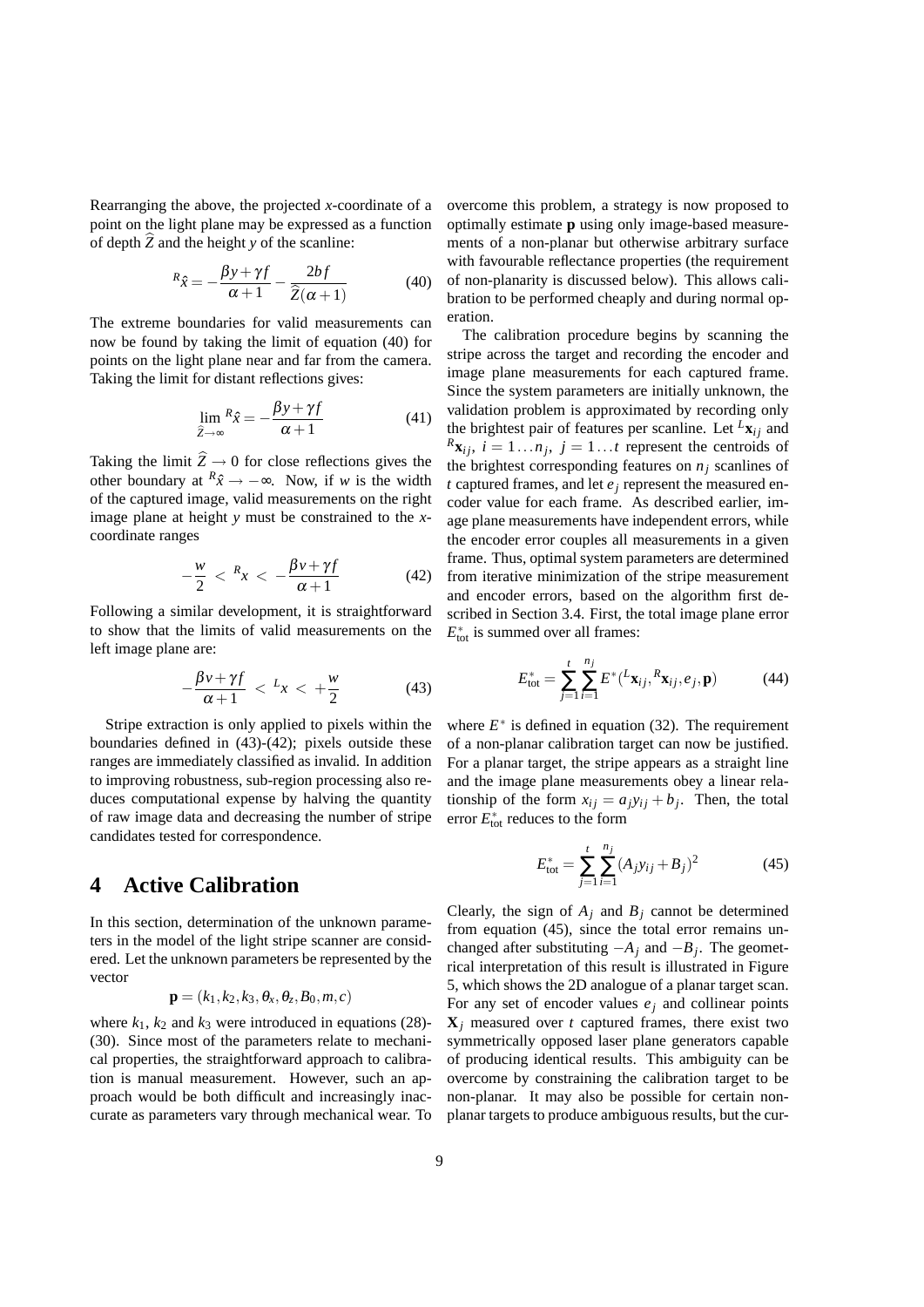Rearranging the above, the projected $x$-coordinate of a point on the light plane may be expressed as a function of depth $\widehat{Z}$ and the height $y$ of the scanline:

$$ {}^{R}\hat{x} = -\frac{\beta y + \gamma f}{\alpha + 1} - \frac{2bf}{\widehat{Z}(\alpha + 1)} \tag{40} $$

The extreme boundaries for valid measurements can now be found by taking the limit of equation (40) for points on the light plane near and far from the camera. Taking the limit for distant reflections gives:

$$ \lim_{\widehat{Z} \to \infty} {}^{R}\hat{x} = -\frac{\beta y + \gamma f}{\alpha + 1} \tag{41} $$

Taking the limit $\widehat{Z} \to 0$ for close reflections gives the other boundary at ${}^{R}\hat{x} \to -\infty$. Now, if $w$ is the width of the captured image, valid measurements on the right image plane at height $y$ must be constrained to the $x$-coordinate ranges

$$ -\frac{w}{2} < {}^{R}x < -\frac{\beta v + \gamma f}{\alpha + 1} \tag{42} $$

Following a similar development, it is straightforward to show that the limits of valid measurements on the left image plane are:

$$ -\frac{\beta v + \gamma f}{\alpha + 1} < {}^{L}x < +\frac{w}{2} \tag{43} $$

Stripe extraction is only applied to pixels within the boundaries defined in (43)-(42); pixels outside these ranges are immediately classified as invalid. In addition to improving robustness, sub-region processing also reduces computational expense by halving the quantity of raw image data and decreasing the number of stripe candidates tested for correspondence.

# 4 Active Calibration

In this section, determination of the unknown parameters in the model of the light stripe scanner are considered. Let the unknown parameters be represented by the vector

$$ \mathbf{p} = (k_1, k_2, k_3, \theta_x, \theta_z, B_0, m, c) $$

where $k_1$, $k_2$ and $k_3$ were introduced in equations (28)-(30). Since most of the parameters relate to mechanical properties, the straightforward approach to calibration is manual measurement. However, such an approach would be both difficult and increasingly inaccurate as parameters vary through mechanical wear. To overcome this problem, a strategy is now proposed to optimally estimate $\mathbf{p}$ using only image-based measurements of a non-planar but otherwise arbitrary surface with favourable reflectance properties (the requirement of non-planarity is discussed below). This allows calibration to be performed cheaply and during normal operation.

The calibration procedure begins by scanning the stripe across the target and recording the encoder and image plane measurements for each captured frame. Since the system parameters are initially unknown, the validation problem is approximated by recording only the brightest pair of features per scanline. Let ${}^{L}\mathbf{x}_{ij}$ and ${}^{R}\mathbf{x}_{ij}$, $i = 1 \ldots n_j$, $j = 1 \ldots t$ represent the centroids of the brightest corresponding features on $n_j$ scanlines of $t$ captured frames, and let $e_j$ represent the measured encoder value for each frame. As described earlier, image plane measurements have independent errors, while the encoder error couples all measurements in a given frame. Thus, optimal system parameters are determined from iterative minimization of the stripe measurement and encoder errors, based on the algorithm first described in Section 3.4. First, the total image plane error $E^*_{\text{tot}}$ is summed over all frames:

$$ E^*_{\text{tot}} = \sum_{j=1}^{t} \sum_{i=1}^{n_j} E^*({}^{L}\mathbf{x}_{ij}, {}^{R}\mathbf{x}_{ij}, e_j, \mathbf{p}) \tag{44} $$

where $E^*$ is defined in equation (32). The requirement of a non-planar calibration target can now be justified. For a planar target, the stripe appears as a straight line and the image plane measurements obey a linear relationship of the form $x_{ij} = a_j y_{ij} + b_j$. Then, the total error $E^*_{\text{tot}}$ reduces to the form

$$ E^*_{\text{tot}} = \sum_{j=1}^{t} \sum_{i=1}^{n_j} (A_j y_{ij} + B_j)^2 \tag{45} $$

Clearly, the sign of $A_j$ and $B_j$ cannot be determined from equation (45), since the total error remains unchanged after substituting $-A_j$ and $-B_j$. The geometrical interpretation of this result is illustrated in Figure 5, which shows the 2D analogue of a planar target scan. For any set of encoder values $e_j$ and collinear points $\mathbf{X}_j$ measured over $t$ captured frames, there exist two symmetrically opposed laser plane generators capable of producing identical results. This ambiguity can be overcome by constraining the calibration target to be non-planar. It may also be possible for certain non-planar targets to produce ambiguous results, but the cur-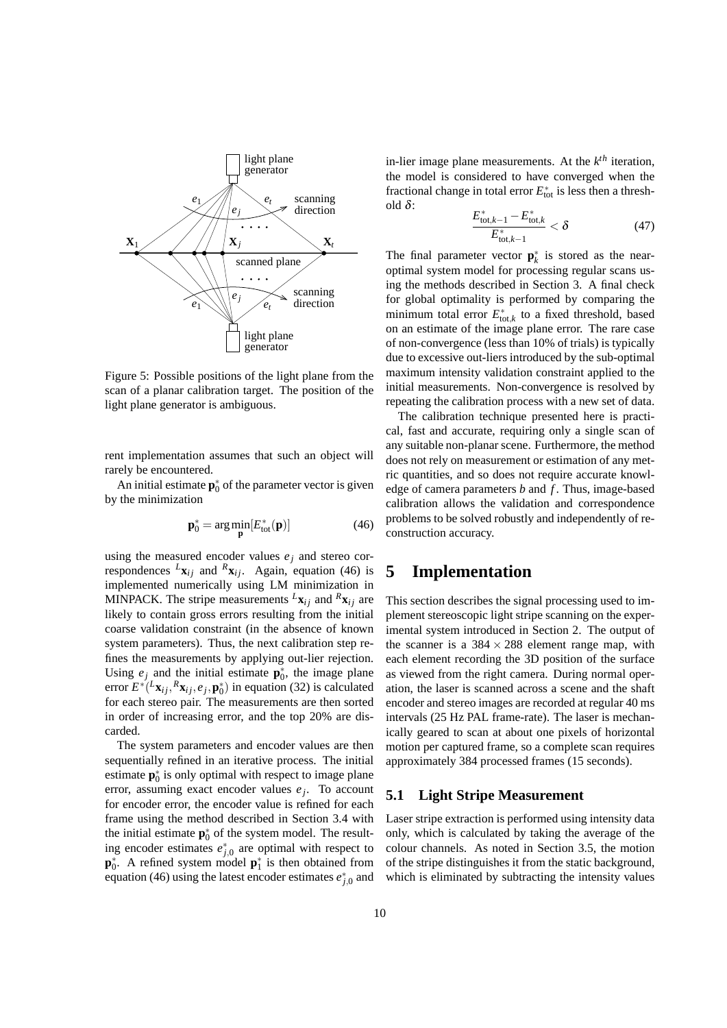Figure 5: Possible positions of the light plane from the scan of a planar calibration target. The position of the light plane generator is ambiguous.

rent implementation assumes that such an object will rarely be encountered.

An initial estimate $\mathbf{p}_0^*$ of the parameter vector is given by the minimization

$$\mathbf{p}_0^* = \arg\min_{\mathbf{p}} [E_{\text{tot}}^*(\mathbf{p})] \tag{46}$$

using the measured encoder values $e_j$ and stereo correspondences ${}^L\mathbf{x}_{ij}$ and ${}^R\mathbf{x}_{ij}$. Again, equation (46) is implemented numerically using LM minimization in MINPACK. The stripe measurements ${}^L\mathbf{x}_{ij}$ and ${}^R\mathbf{x}_{ij}$ are likely to contain gross errors resulting from the initial coarse validation constraint (in the absence of known system parameters). Thus, the next calibration step refines the measurements by applying out-lier rejection. Using $e_j$ and the initial estimate $\mathbf{p}_0^*$, the image plane error $E^*({}^L\mathbf{x}_{ij}, {}^R\mathbf{x}_{ij}, e_j, \mathbf{p}_0^*)$ in equation (32) is calculated for each stereo pair. The measurements are then sorted in order of increasing error, and the top 20% are discarded.

The system parameters and encoder values are then sequentially refined in an iterative process. The initial estimate $\mathbf{p}_0^*$ is only optimal with respect to image plane error, assuming exact encoder values $e_j$. To account for encoder error, the encoder value is refined for each frame using the method described in Section 3.4 with the initial estimate $\mathbf{p}_0^*$ of the system model. The resulting encoder estimates $e_{j,0}^*$ are optimal with respect to $\mathbf{p}_0^*$. A refined system model $\mathbf{p}_1^*$ is then obtained from equation (46) using the latest encoder estimates $e_{j,0}^*$ and in-lier image plane measurements. At the $k^{th}$ iteration, the model is considered to have converged when the fractional change in total error $E_{\text{tot}}^*$ is less then a threshold $\delta$:

$$\frac{E_{\text{tot},k-1}^* - E_{\text{tot},k}^*}{E_{\text{tot},k-1}^*} < \delta \tag{47}$$

The final parameter vector $\mathbf{p}_k^*$ is stored as the near-optimal system model for processing regular scans using the methods described in Section 3. A final check for global optimality is performed by comparing the minimum total error $E_{\text{tot},k}^*$ to a fixed threshold, based on an estimate of the image plane error. The rare case of non-convergence (less than 10% of trials) is typically due to excessive out-liers introduced by the sub-optimal maximum intensity validation constraint applied to the initial measurements. Non-convergence is resolved by repeating the calibration process with a new set of data.

The calibration technique presented here is practical, fast and accurate, requiring only a single scan of any suitable non-planar scene. Furthermore, the method does not rely on measurement or estimation of any metric quantities, and so does not require accurate knowledge of camera parameters $b$ and $f$. Thus, image-based calibration allows the validation and correspondence problems to be solved robustly and independently of reconstruction accuracy.

# 5 Implementation

This section describes the signal processing used to implement stereoscopic light stripe scanning on the experimental system introduced in Section 2. The output of the scanner is a $384 \times 288$ element range map, with each element recording the 3D position of the surface as viewed from the right camera. During normal operation, the laser is scanned across a scene and the shaft encoder and stereo images are recorded at regular 40 ms intervals (25 Hz PAL frame-rate). The laser is mechanically geared to scan at about one pixels of horizontal motion per captured frame, so a complete scan requires approximately 384 processed frames (15 seconds).

## 5.1 Light Stripe Measurement

Laser stripe extraction is performed using intensity data only, which is calculated by taking the average of the colour channels. As noted in Section 3.5, the motion of the stripe distinguishes it from the static background, which is eliminated by subtracting the intensity values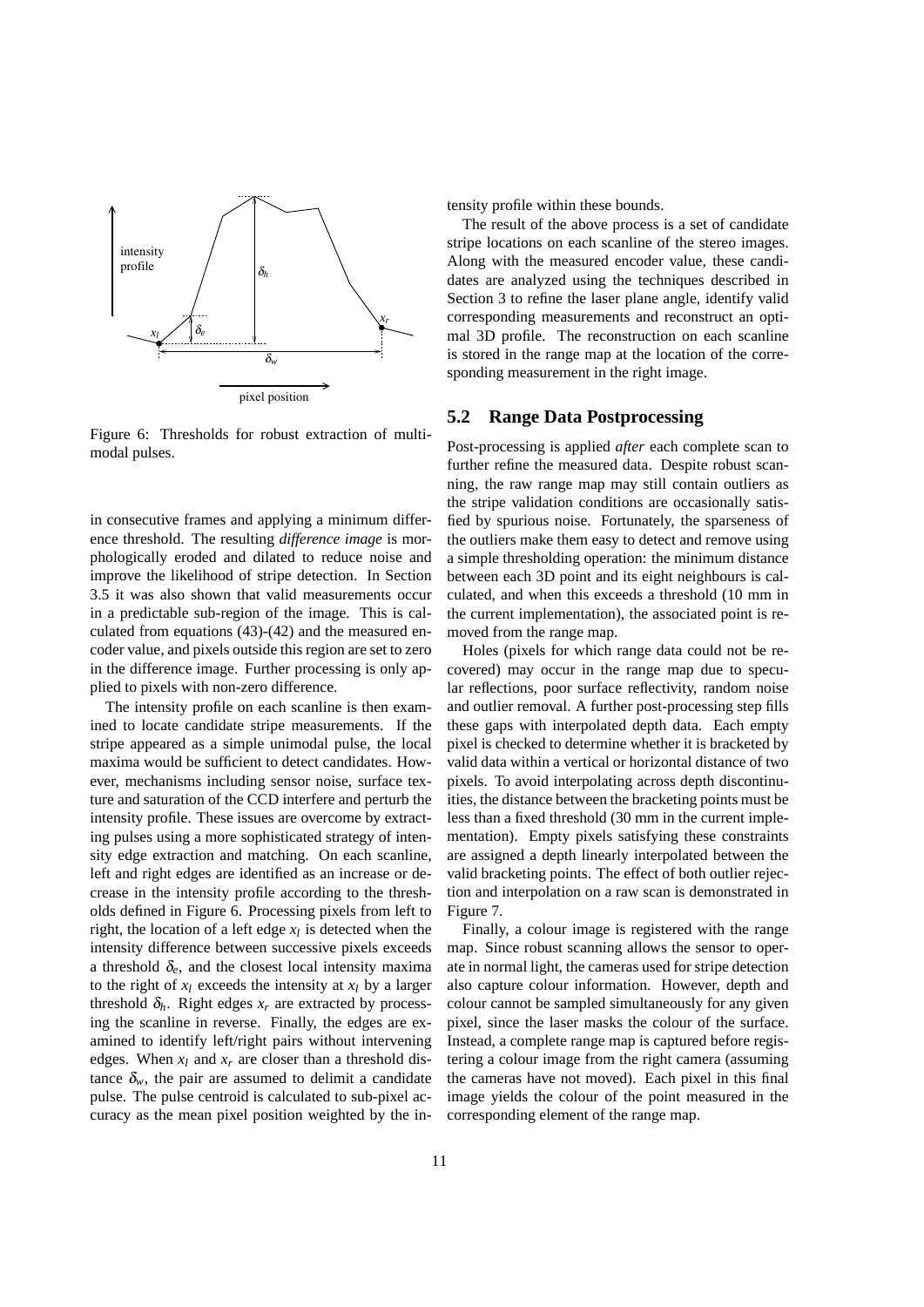Figure 6: Thresholds for robust extraction of multimodal pulses.

in consecutive frames and applying a minimum difference threshold. The resulting *difference image* is morphologically eroded and dilated to reduce noise and improve the likelihood of stripe detection. In Section 3.5 it was also shown that valid measurements occur in a predictable sub-region of the image. This is calculated from equations (43)-(42) and the measured encoder value, and pixels outside this region are set to zero in the difference image. Further processing is only applied to pixels with non-zero difference.

The intensity profile on each scanline is then examined to locate candidate stripe measurements. If the stripe appeared as a simple unimodal pulse, the local maxima would be sufficient to detect candidates. However, mechanisms including sensor noise, surface texture and saturation of the CCD interfere and perturb the intensity profile. These issues are overcome by extracting pulses using a more sophisticated strategy of intensity edge extraction and matching. On each scanline, left and right edges are identified as an increase or decrease in the intensity profile according to the thresholds defined in Figure 6. Processing pixels from left to right, the location of a left edge $x_l$ is detected when the intensity difference between successive pixels exceeds a threshold $\delta_e$, and the closest local intensity maxima to the right of $x_l$ exceeds the intensity at $x_l$ by a larger threshold $\delta_h$. Right edges $x_r$ are extracted by processing the scanline in reverse. Finally, the edges are examined to identify left/right pairs without intervening edges. When $x_l$ and $x_r$ are closer than a threshold distance $\delta_w$, the pair are assumed to delimit a candidate pulse. The pulse centroid is calculated to sub-pixel accuracy as the mean pixel position weighted by the intensity profile within these bounds.

The result of the above process is a set of candidate stripe locations on each scanline of the stereo images. Along with the measured encoder value, these candidates are analyzed using the techniques described in Section 3 to refine the laser plane angle, identify valid corresponding measurements and reconstruct an optimal 3D profile. The reconstruction on each scanline is stored in the range map at the location of the corresponding measurement in the right image.

## 5.2 Range Data Postprocessing

Post-processing is applied *after* each complete scan to further refine the measured data. Despite robust scanning, the raw range map may still contain outliers as the stripe validation conditions are occasionally satisfied by spurious noise. Fortunately, the sparseness of the outliers make them easy to detect and remove using a simple thresholding operation: the minimum distance between each 3D point and its eight neighbours is calculated, and when this exceeds a threshold (10 mm in the current implementation), the associated point is removed from the range map.

Holes (pixels for which range data could not be recovered) may occur in the range map due to specular reflections, poor surface reflectivity, random noise and outlier removal. A further post-processing step fills these gaps with interpolated depth data. Each empty pixel is checked to determine whether it is bracketed by valid data within a vertical or horizontal distance of two pixels. To avoid interpolating across depth discontinuities, the distance between the bracketing points must be less than a fixed threshold (30 mm in the current implementation). Empty pixels satisfying these constraints are assigned a depth linearly interpolated between the valid bracketing points. The effect of both outlier rejection and interpolation on a raw scan is demonstrated in Figure 7.

Finally, a colour image is registered with the range map. Since robust scanning allows the sensor to operate in normal light, the cameras used for stripe detection also capture colour information. However, depth and colour cannot be sampled simultaneously for any given pixel, since the laser masks the colour of the surface. Instead, a complete range map is captured before registering a colour image from the right camera (assuming the cameras have not moved). Each pixel in this final image yields the colour of the point measured in the corresponding element of the range map.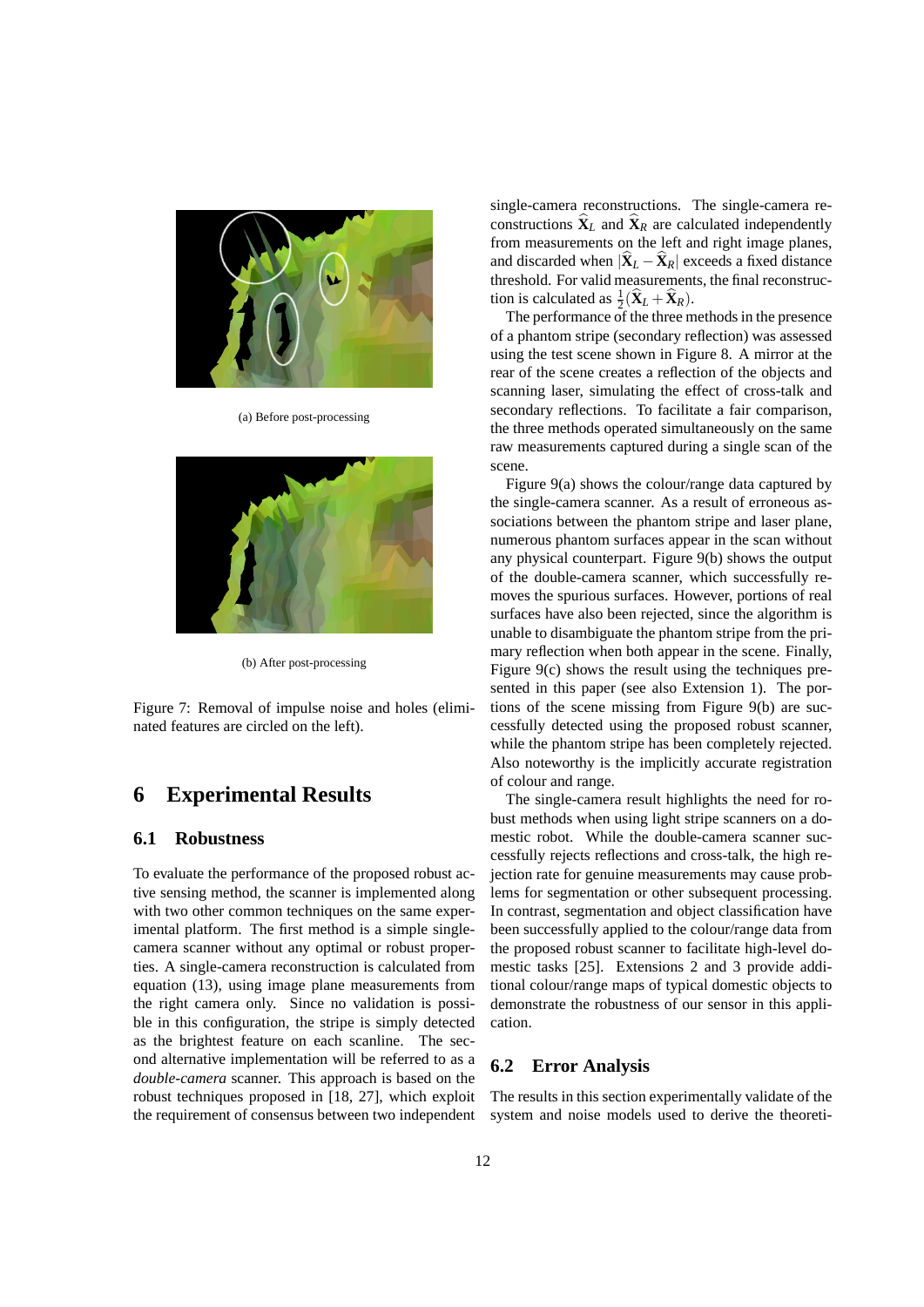(a) Before post-processing

(b) After post-processing

Figure 7: Removal of impulse noise and holes (eliminated features are circled on the left).

# 6 Experimental Results

## 6.1 Robustness

To evaluate the performance of the proposed robust active sensing method, the scanner is implemented along with two other common techniques on the same experimental platform. The first method is a simple single-camera scanner without any optimal or robust properties. A single-camera reconstruction is calculated from equation (13), using image plane measurements from the right camera only. Since no validation is possible in this configuration, the stripe is simply detected as the brightest feature on each scanline. The second alternative implementation will be referred to as a *double-camera* scanner. This approach is based on the robust techniques proposed in [18, 27], which exploit the requirement of consensus between two independent single-camera reconstructions. The single-camera reconstructions $\widehat{\mathbf{X}}_L$ and $\widehat{\mathbf{X}}_R$ are calculated independently from measurements on the left and right image planes, and discarded when $|\widehat{\mathbf{X}}_L - \widehat{\mathbf{X}}_R|$ exceeds a fixed distance threshold. For valid measurements, the final reconstruction is calculated as $\frac{1}{2}(\widehat{\mathbf{X}}_L + \widehat{\mathbf{X}}_R)$.

The performance of the three methods in the presence of a phantom stripe (secondary reflection) was assessed using the test scene shown in Figure 8. A mirror at the rear of the scene creates a reflection of the objects and scanning laser, simulating the effect of cross-talk and secondary reflections. To facilitate a fair comparison, the three methods operated simultaneously on the same raw measurements captured during a single scan of the scene.

Figure 9(a) shows the colour/range data captured by the single-camera scanner. As a result of erroneous associations between the phantom stripe and laser plane, numerous phantom surfaces appear in the scan without any physical counterpart. Figure 9(b) shows the output of the double-camera scanner, which successfully removes the spurious surfaces. However, portions of real surfaces have also been rejected, since the algorithm is unable to disambiguate the phantom stripe from the primary reflection when both appear in the scene. Finally, Figure 9(c) shows the result using the techniques presented in this paper (see also Extension 1). The portions of the scene missing from Figure 9(b) are successfully detected using the proposed robust scanner, while the phantom stripe has been completely rejected. Also noteworthy is the implicitly accurate registration of colour and range.

The single-camera result highlights the need for robust methods when using light stripe scanners on a domestic robot. While the double-camera scanner successfully rejects reflections and cross-talk, the high rejection rate for genuine measurements may cause problems for segmentation or other subsequent processing. In contrast, segmentation and object classification have been successfully applied to the colour/range data from the proposed robust scanner to facilitate high-level domestic tasks [25]. Extensions 2 and 3 provide additional colour/range maps of typical domestic objects to demonstrate the robustness of our sensor in this application.

## 6.2 Error Analysis

The results in this section experimentally validate of the system and noise models used to derive the theoreti-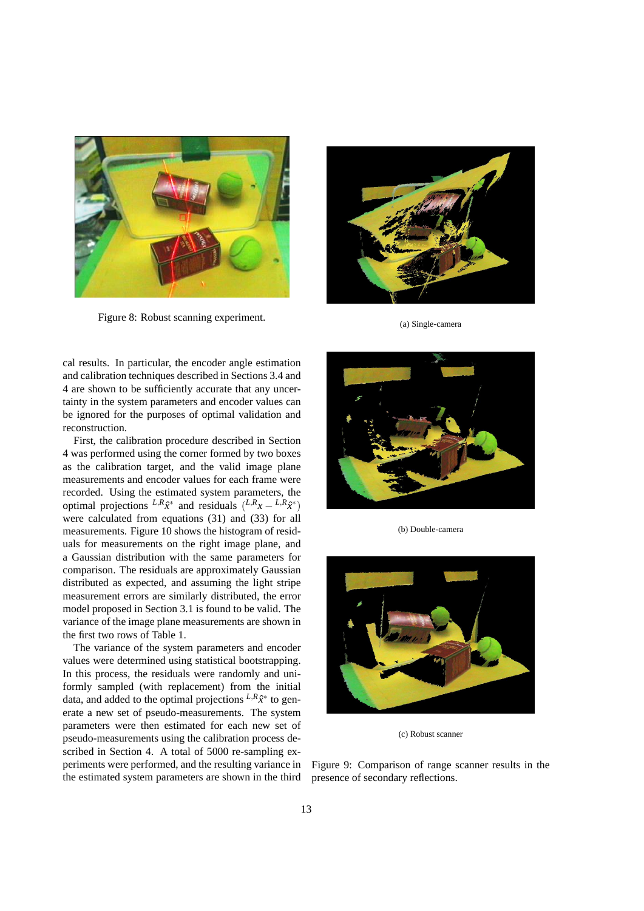Figure 8: Robust scanning experiment.

(a) Single-camera

(b) Double-camera

(c) Robust scanner

Figure 9: Comparison of range scanner results in the presence of secondary reflections.

cal results. In particular, the encoder angle estimation and calibration techniques described in Sections 3.4 and 4 are shown to be sufficiently accurate that any uncertainty in the system parameters and encoder values can be ignored for the purposes of optimal validation and reconstruction.

First, the calibration procedure described in Section 4 was performed using the corner formed by two boxes as the calibration target, and the valid image plane measurements and encoder values for each frame were recorded. Using the estimated system parameters, the optimal projections ${}^{L,R}\hat{x}^*$ and residuals $({}^{L,R}x - {}^{L,R}\hat{x}^*)$ were calculated from equations (31) and (33) for all measurements. Figure 10 shows the histogram of residuals for measurements on the right image plane, and a Gaussian distribution with the same parameters for comparison. The residuals are approximately Gaussian distributed as expected, and assuming the light stripe measurement errors are similarly distributed, the error model proposed in Section 3.1 is found to be valid. The variance of the image plane measurements are shown in the first two rows of Table 1.

The variance of the system parameters and encoder values were determined using statistical bootstrapping. In this process, the residuals were randomly and uniformly sampled (with replacement) from the initial data, and added to the optimal projections ${}^{L,R}\hat{x}^*$ to generate a new set of pseudo-measurements. The system parameters were then estimated for each new set of pseudo-measurements using the calibration process described in Section 4. A total of 5000 re-sampling experiments were performed, and the resulting variance in the estimated system parameters are shown in the third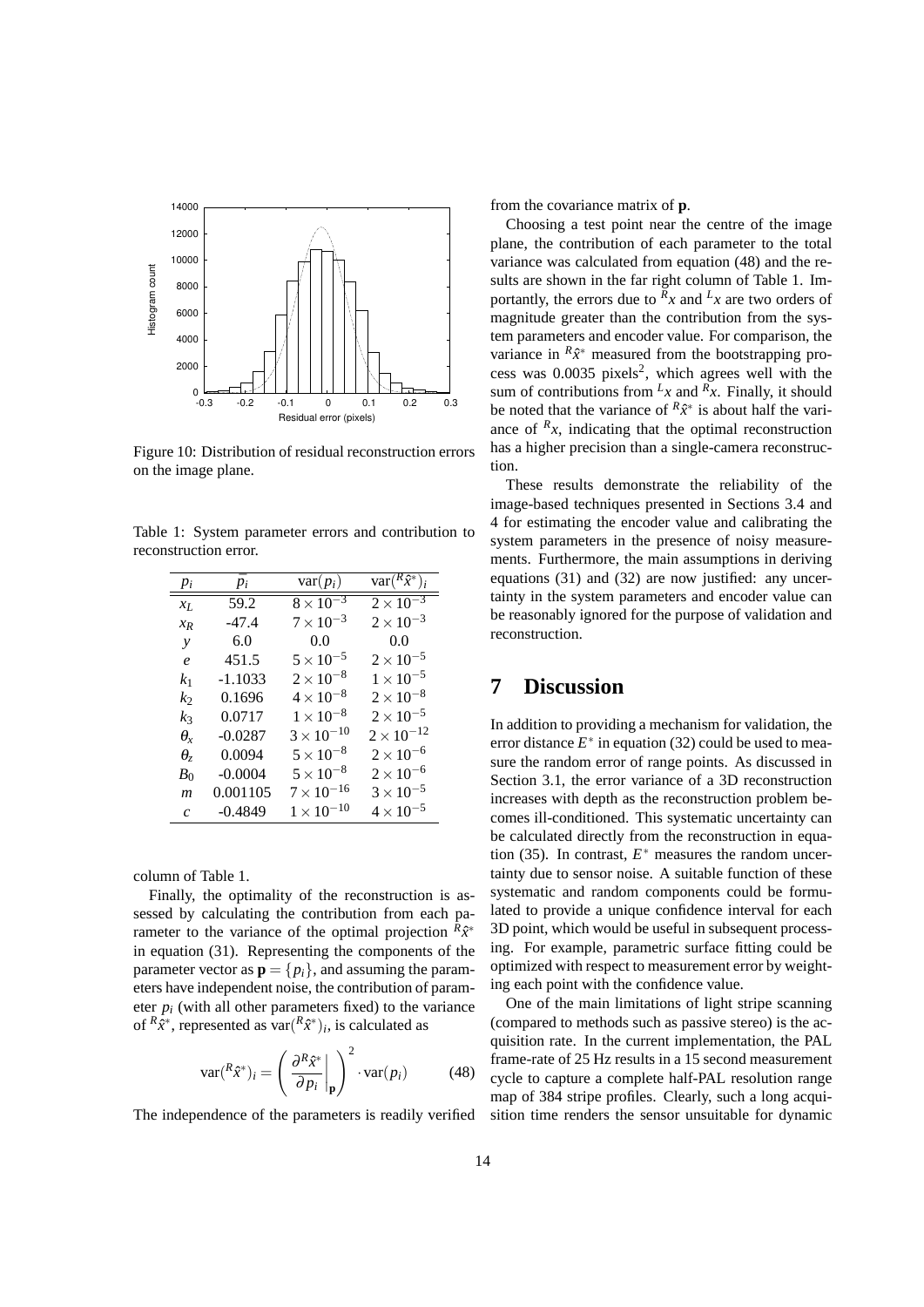Figure 10: Distribution of residual reconstruction errors on the image plane.

Table 1: System parameter errors and contribution to reconstruction error.

| $p_i$ | $\bar{p}_i$ | $\mathrm{var}(p_i)$ | $\mathrm{var}(^R\hat{x}^*)_i$ |
|---|---|---|---|
| $x_L$ | 59.2 | $8\times10^{-3}$ | $2\times10^{-3}$ |
| $x_R$ | -47.4 | $7\times10^{-3}$ | $2\times10^{-3}$ |
| $y$ | 6.0 | 0.0 | 0.0 |
| $e$ | 451.5 | $5\times10^{-5}$ | $2\times10^{-5}$ |
| $k_1$ | -1.1033 | $2\times10^{-8}$ | $1\times10^{-5}$ |
| $k_2$ | 0.1696 | $4\times10^{-8}$ | $2\times10^{-8}$ |
| $k_3$ | 0.0717 | $1\times10^{-8}$ | $2\times10^{-5}$ |
| $\theta_x$ | -0.0287 | $3\times10^{-10}$ | $2\times10^{-12}$ |
| $\theta_z$ | 0.0094 | $5\times10^{-8}$ | $2\times10^{-6}$ |
| $B_0$ | -0.0004 | $5\times10^{-8}$ | $2\times10^{-6}$ |
| $m$ | 0.001105 | $7\times10^{-16}$ | $3\times10^{-5}$ |
| $c$ | -0.4849 | $1\times10^{-10}$ | $4\times10^{-5}$ |

column of Table 1.

Finally, the optimality of the reconstruction is assessed by calculating the contribution from each parameter to the variance of the optimal projection $^R\hat{x}^*$ in equation (31). Representing the components of the parameter vector as $\mathbf{p} = \{p_i\}$, and assuming the parameters have independent noise, the contribution of parameter $p_i$ (with all other parameters fixed) to the variance of $^R\hat{x}^*$, represented as $\mathrm{var}(^R\hat{x}^*)_i$, is calculated as

$$\mathrm{var}(^R\hat{x}^*)_i = \left( \frac{\partial^R\hat{x}^*}{\partial p_i}\bigg|_{\mathbf{p}} \right)^2 \cdot \mathrm{var}(p_i) \qquad (48)$$

The independence of the parameters is readily verified from the covariance matrix of $\mathbf{p}$.

Choosing a test point near the centre of the image plane, the contribution of each parameter to the total variance was calculated from equation (48) and the results are shown in the far right column of Table 1. Importantly, the errors due to $^Rx$ and $^Lx$ are two orders of magnitude greater than the contribution from the system parameters and encoder value. For comparison, the variance in $^R\hat{x}^*$ measured from the bootstrapping process was 0.0035 pixels$^2$, which agrees well with the sum of contributions from $^Lx$ and $^Rx$. Finally, it should be noted that the variance of $^R\hat{x}^*$ is about half the variance of $^Rx$, indicating that the optimal reconstruction has a higher precision than a single-camera reconstruction.

These results demonstrate the reliability of the image-based techniques presented in Sections 3.4 and 4 for estimating the encoder value and calibrating the system parameters in the presence of noisy measurements. Furthermore, the main assumptions in deriving equations (31) and (32) are now justified: any uncertainty in the system parameters and encoder value can be reasonably ignored for the purpose of validation and reconstruction.

# 7 Discussion

In addition to providing a mechanism for validation, the error distance $E^*$ in equation (32) could be used to measure the random error of range points. As discussed in Section 3.1, the error variance of a 3D reconstruction increases with depth as the reconstruction problem becomes ill-conditioned. This systematic uncertainty can be calculated directly from the reconstruction in equation (35). In contrast, $E^*$ measures the random uncertainty due to sensor noise. A suitable function of these systematic and random components could be formulated to provide a unique confidence interval for each 3D point, which would be useful in subsequent processing. For example, parametric surface fitting could be optimized with respect to measurement error by weighting each point with the confidence value.

One of the main limitations of light stripe scanning (compared to methods such as passive stereo) is the acquisition rate. In the current implementation, the PAL frame-rate of 25 Hz results in a 15 second measurement cycle to capture a complete half-PAL resolution range map of 384 stripe profiles. Clearly, such a long acquisition time renders the sensor unsuitable for dynamic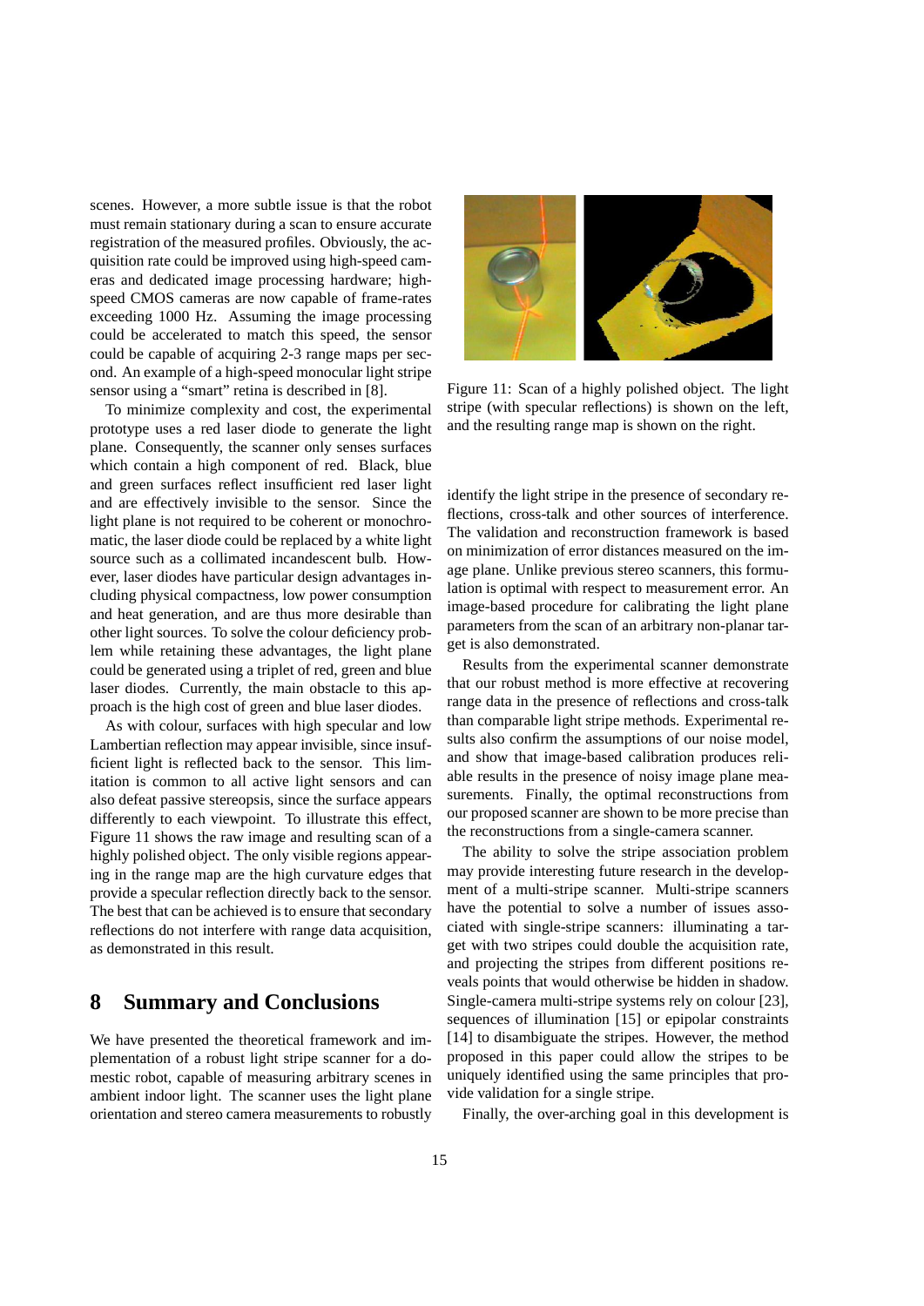scenes. However, a more subtle issue is that the robot must remain stationary during a scan to ensure accurate registration of the measured profiles. Obviously, the acquisition rate could be improved using high-speed cameras and dedicated image processing hardware; high-speed CMOS cameras are now capable of frame-rates exceeding 1000 Hz. Assuming the image processing could be accelerated to match this speed, the sensor could be capable of acquiring 2-3 range maps per second. An example of a high-speed monocular light stripe sensor using a "smart" retina is described in [8].

To minimize complexity and cost, the experimental prototype uses a red laser diode to generate the light plane. Consequently, the scanner only senses surfaces which contain a high component of red. Black, blue and green surfaces reflect insufficient red laser light and are effectively invisible to the sensor. Since the light plane is not required to be coherent or monochromatic, the laser diode could be replaced by a white light source such as a collimated incandescent bulb. However, laser diodes have particular design advantages including physical compactness, low power consumption and heat generation, and are thus more desirable than other light sources. To solve the colour deficiency problem while retaining these advantages, the light plane could be generated using a triplet of red, green and blue laser diodes. Currently, the main obstacle to this approach is the high cost of green and blue laser diodes.

As with colour, surfaces with high specular and low Lambertian reflection may appear invisible, since insufficient light is reflected back to the sensor. This limitation is common to all active light sensors and can also defeat passive stereopsis, since the surface appears differently to each viewpoint. To illustrate this effect, Figure 11 shows the raw image and resulting scan of a highly polished object. The only visible regions appearing in the range map are the high curvature edges that provide a specular reflection directly back to the sensor. The best that can be achieved is to ensure that secondary reflections do not interfere with range data acquisition, as demonstrated in this result.

Figure 11: Scan of a highly polished object. The light stripe (with specular reflections) is shown on the left, and the resulting range map is shown on the right.

## 8 Summary and Conclusions

We have presented the theoretical framework and implementation of a robust light stripe scanner for a domestic robot, capable of measuring arbitrary scenes in ambient indoor light. The scanner uses the light plane orientation and stereo camera measurements to robustly identify the light stripe in the presence of secondary reflections, cross-talk and other sources of interference. The validation and reconstruction framework is based on minimization of error distances measured on the image plane. Unlike previous stereo scanners, this formulation is optimal with respect to measurement error. An image-based procedure for calibrating the light plane parameters from the scan of an arbitrary non-planar target is also demonstrated.

Results from the experimental scanner demonstrate that our robust method is more effective at recovering range data in the presence of reflections and cross-talk than comparable light stripe methods. Experimental results also confirm the assumptions of our noise model, and show that image-based calibration produces reliable results in the presence of noisy image plane measurements. Finally, the optimal reconstructions from our proposed scanner are shown to be more precise than the reconstructions from a single-camera scanner.

The ability to solve the stripe association problem may provide interesting future research in the development of a multi-stripe scanner. Multi-stripe scanners have the potential to solve a number of issues associated with single-stripe scanners: illuminating a target with two stripes could double the acquisition rate, and projecting the stripes from different positions reveals points that would otherwise be hidden in shadow. Single-camera multi-stripe systems rely on colour [23], sequences of illumination [15] or epipolar constraints [14] to disambiguate the stripes. However, the method proposed in this paper could allow the stripes to be uniquely identified using the same principles that provide validation for a single stripe.

Finally, the over-arching goal in this development is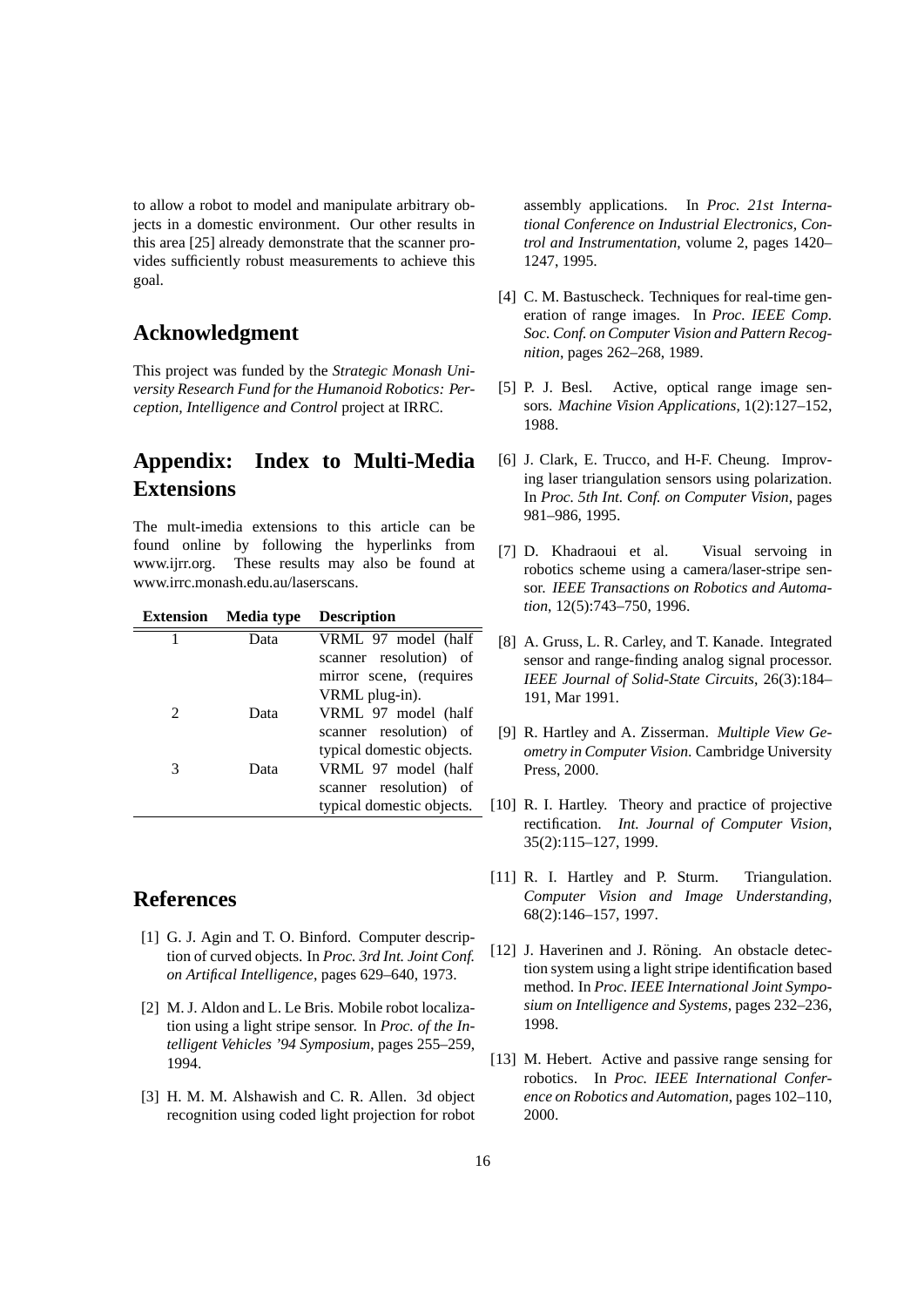to allow a robot to model and manipulate arbitrary objects in a domestic environment. Our other results in this area [25] already demonstrate that the scanner provides sufficiently robust measurements to achieve this goal.

## Acknowledgment

This project was funded by the *Strategic Monash University Research Fund for the Humanoid Robotics: Perception, Intelligence and Control* project at IRRC.

## Appendix: Index to Multi-Media Extensions

The mult-imedia extensions to this article can be found online by following the hyperlinks from www.ijrr.org. These results may also be found at www.irrc.monash.edu.au/laserscans.

| Extension | Media type | Description |
|---|---|---|
| 1 | Data | VRML 97 model (half scanner resolution) of mirror scene, (requires VRML plug-in). |
| 2 | Data | VRML 97 model (half scanner resolution) of typical domestic objects. |
| 3 | Data | VRML 97 model (half scanner resolution) of typical domestic objects. |

## References

[1] G. J. Agin and T. O. Binford. Computer description of curved objects. In *Proc. 3rd Int. Joint Conf. on Artifical Intelligence*, pages 629–640, 1973.

[2] M. J. Aldon and L. Le Bris. Mobile robot localization using a light stripe sensor. In *Proc. of the Intelligent Vehicles '94 Symposium*, pages 255–259, 1994.

[3] H. M. M. Alshawish and C. R. Allen. 3d object recognition using coded light projection for robot assembly applications. In *Proc. 21st International Conference on Industrial Electronics, Control and Instrumentation*, volume 2, pages 1420–1247, 1995.

[4] C. M. Bastuscheck. Techniques for real-time generation of range images. In *Proc. IEEE Comp. Soc. Conf. on Computer Vision and Pattern Recognition*, pages 262–268, 1989.

[5] P. J. Besl. Active, optical range image sensors. *Machine Vision Applications*, 1(2):127–152, 1988.

[6] J. Clark, E. Trucco, and H-F. Cheung. Improving laser triangulation sensors using polarization. In *Proc. 5th Int. Conf. on Computer Vision*, pages 981–986, 1995.

[7] D. Khadraoui et al. Visual servoing in robotics scheme using a camera/laser-stripe sensor. *IEEE Transactions on Robotics and Automation*, 12(5):743–750, 1996.

[8] A. Gruss, L. R. Carley, and T. Kanade. Integrated sensor and range-finding analog signal processor. *IEEE Journal of Solid-State Circuits*, 26(3):184–191, Mar 1991.

[9] R. Hartley and A. Zisserman. *Multiple View Geometry in Computer Vision*. Cambridge University Press, 2000.

[10] R. I. Hartley. Theory and practice of projective rectification. *Int. Journal of Computer Vision*, 35(2):115–127, 1999.

[11] R. I. Hartley and P. Sturm. Triangulation. *Computer Vision and Image Understanding*, 68(2):146–157, 1997.

[12] J. Haverinen and J. Röning. An obstacle detection system using a light stripe identification based method. In *Proc. IEEE International Joint Symposium on Intelligence and Systems*, pages 232–236, 1998.

[13] M. Hebert. Active and passive range sensing for robotics. In *Proc. IEEE International Conference on Robotics and Automation*, pages 102–110, 2000.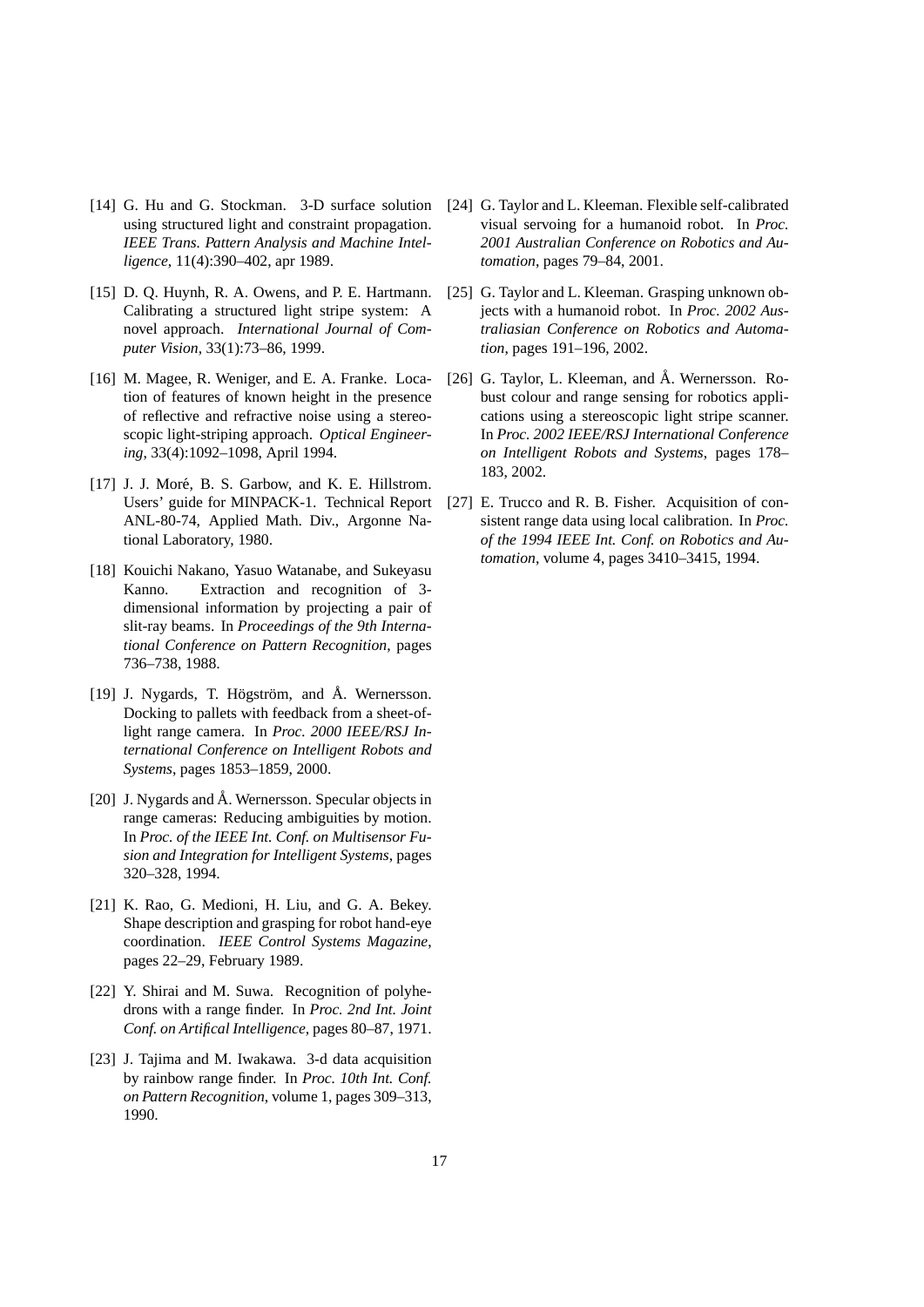[14] G. Hu and G. Stockman. 3-D surface solution using structured light and constraint propagation. *IEEE Trans. Pattern Analysis and Machine Intelligence*, 11(4):390–402, apr 1989.

[15] D. Q. Huynh, R. A. Owens, and P. E. Hartmann. Calibrating a structured light stripe system: A novel approach. *International Journal of Computer Vision*, 33(1):73–86, 1999.

[16] M. Magee, R. Weniger, and E. A. Franke. Location of features of known height in the presence of reflective and refractive noise using a stereoscopic light-striping approach. *Optical Engineering*, 33(4):1092–1098, April 1994.

[17] J. J. Moré, B. S. Garbow, and K. E. Hillstrom. Users' guide for MINPACK-1. Technical Report ANL-80-74, Applied Math. Div., Argonne National Laboratory, 1980.

[18] Kouichi Nakano, Yasuo Watanabe, and Sukeyasu Kanno. Extraction and recognition of 3-dimensional information by projecting a pair of slit-ray beams. In *Proceedings of the 9th International Conference on Pattern Recognition*, pages 736–738, 1988.

[19] J. Nygards, T. Högström, and Å. Wernersson. Docking to pallets with feedback from a sheet-of-light range camera. In *Proc. 2000 IEEE/RSJ International Conference on Intelligent Robots and Systems*, pages 1853–1859, 2000.

[20] J. Nygards and Å. Wernersson. Specular objects in range cameras: Reducing ambiguities by motion. In *Proc. of the IEEE Int. Conf. on Multisensor Fusion and Integration for Intelligent Systems*, pages 320–328, 1994.

[21] K. Rao, G. Medioni, H. Liu, and G. A. Bekey. Shape description and grasping for robot hand-eye coordination. *IEEE Control Systems Magazine*, pages 22–29, February 1989.

[22] Y. Shirai and M. Suwa. Recognition of polyhedrons with a range finder. In *Proc. 2nd Int. Joint Conf. on Artifical Intelligence*, pages 80–87, 1971.

[23] J. Tajima and M. Iwakawa. 3-d data acquisition by rainbow range finder. In *Proc. 10th Int. Conf. on Pattern Recognition*, volume 1, pages 309–313, 1990.

[24] G. Taylor and L. Kleeman. Flexible self-calibrated visual servoing for a humanoid robot. In *Proc. 2001 Australian Conference on Robotics and Automation*, pages 79–84, 2001.

[25] G. Taylor and L. Kleeman. Grasping unknown objects with a humanoid robot. In *Proc. 2002 Australiasian Conference on Robotics and Automation*, pages 191–196, 2002.

[26] G. Taylor, L. Kleeman, and Å. Wernersson. Robust colour and range sensing for robotics applications using a stereoscopic light stripe scanner. In *Proc. 2002 IEEE/RSJ International Conference on Intelligent Robots and Systems*, pages 178–183, 2002.

[27] E. Trucco and R. B. Fisher. Acquisition of consistent range data using local calibration. In *Proc. of the 1994 IEEE Int. Conf. on Robotics and Automation*, volume 4, pages 3410–3415, 1994.